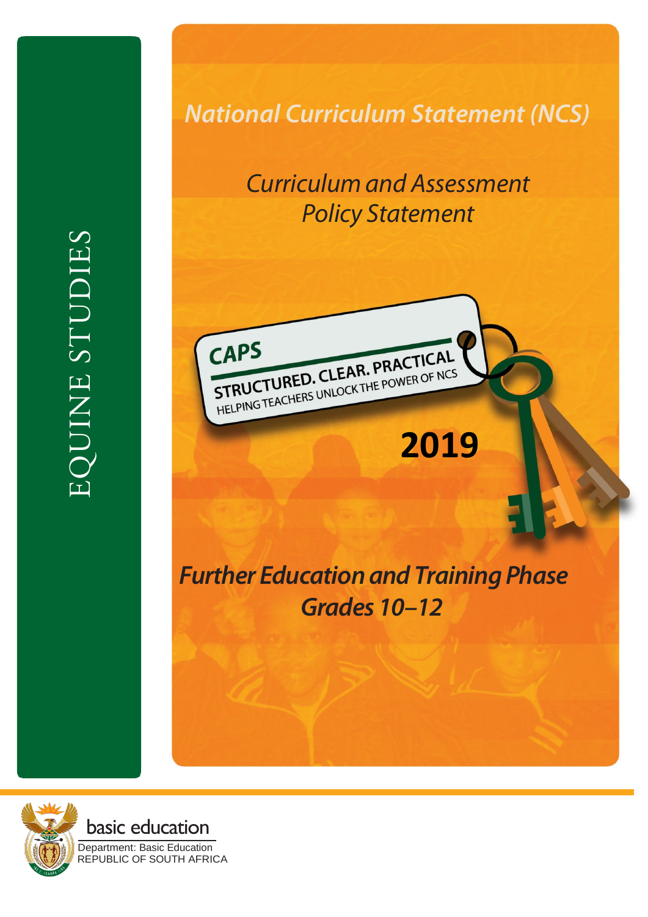# EQUINE STUDIES

## National Curriculum Statement (NCS)

### Curriculum and Assessment Policy Statement

**CAPS**

**STRUCTURED. CLEAR. PRACTICAL**

HELPING TEACHERS UNLOCK THE POWER OF NCS

**2019**

### Further Education and Training Phase
### Grades 10–12

basic education

Department: Basic Education
REPUBLIC OF SOUTH AFRICA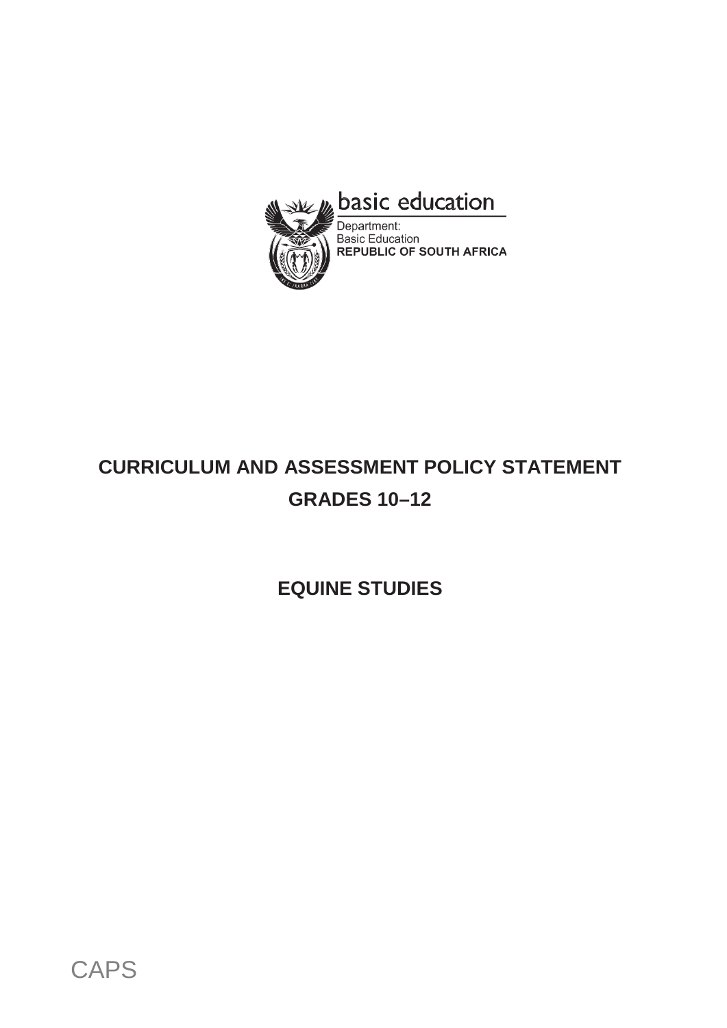basic education

Department:
Basic Education
**REPUBLIC OF SOUTH AFRICA**

# CURRICULUM AND ASSESSMENT POLICY STATEMENT
# GRADES 10–12

## EQUINE STUDIES

CAPS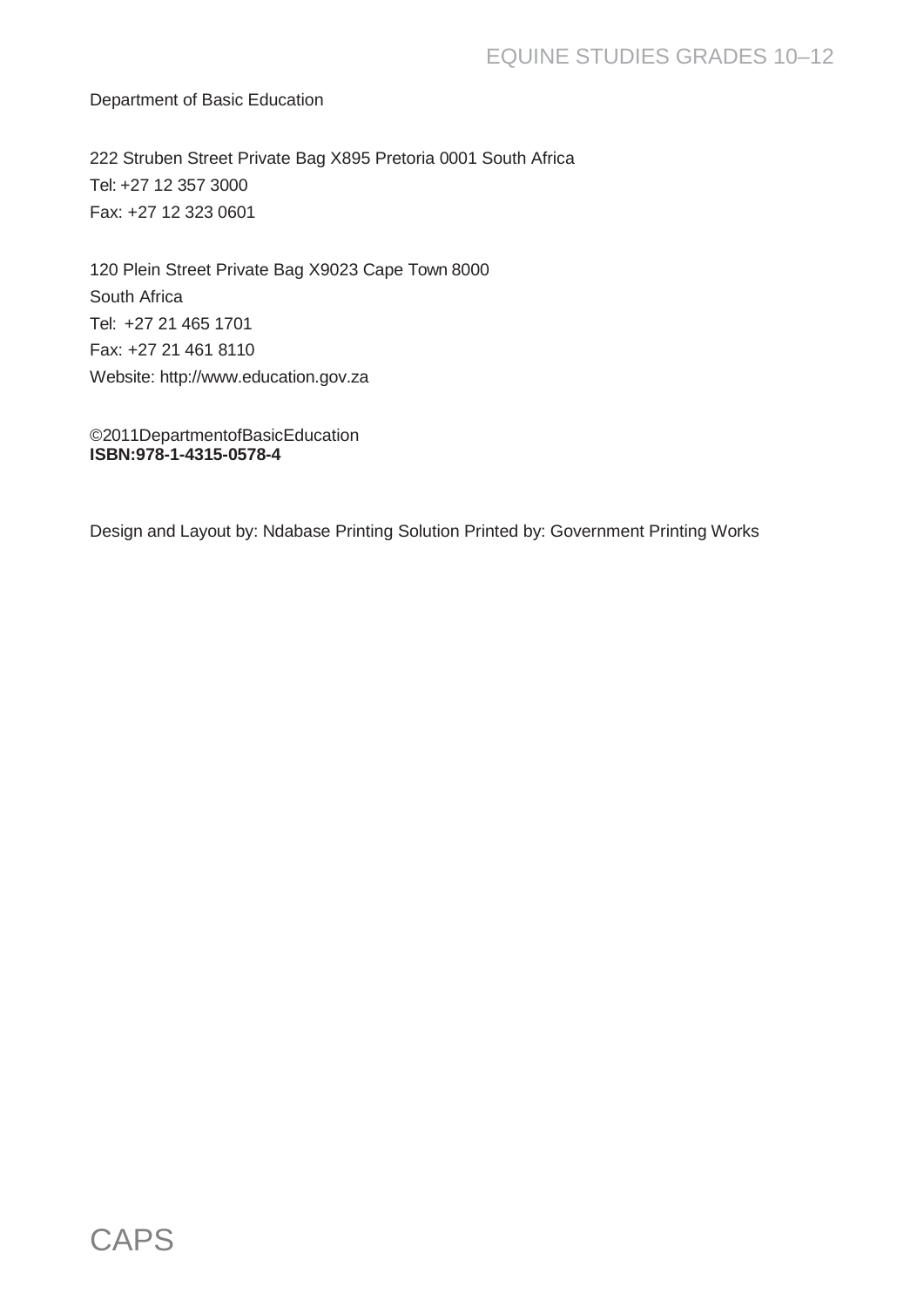Department of Basic Education

222 Struben Street Private Bag X895 Pretoria 0001 South Africa
Tel: +27 12 357 3000
Fax: +27 12 323 0601

120 Plein Street Private Bag X9023 Cape Town 8000
South Africa
Tel: +27 21 465 1701
Fax: +27 21 461 8110
Website: http://www.education.gov.za

©2011DepartmentofBasicEducation
**ISBN:978-1-4315-0578-4**

Design and Layout by: Ndabase Printing Solution Printed by: Government Printing Works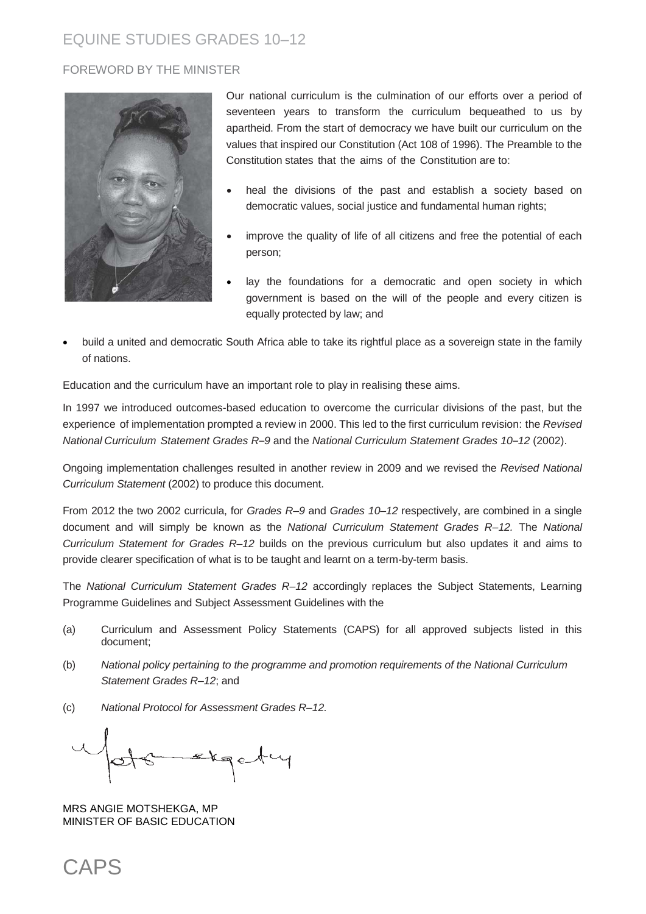## FOREWORD BY THE MINISTER

Our national curriculum is the culmination of our efforts over a period of seventeen years to transform the curriculum bequeathed to us by apartheid. From the start of democracy we have built our curriculum on the values that inspired our Constitution (Act 108 of 1996). The Preamble to the Constitution states that the aims of the Constitution are to:

- heal the divisions of the past and establish a society based on democratic values, social justice and fundamental human rights;
- improve the quality of life of all citizens and free the potential of each person;
- lay the foundations for a democratic and open society in which government is based on the will of the people and every citizen is equally protected by law; and
- build a united and democratic South Africa able to take its rightful place as a sovereign state in the family of nations.

Education and the curriculum have an important role to play in realising these aims.

In 1997 we introduced outcomes-based education to overcome the curricular divisions of the past, but the experience of implementation prompted a review in 2000. This led to the first curriculum revision: the *Revised National Curriculum Statement Grades R–9* and the *National Curriculum Statement Grades 10–12* (2002).

Ongoing implementation challenges resulted in another review in 2009 and we revised the *Revised National Curriculum Statement* (2002) to produce this document.

From 2012 the two 2002 curricula, for *Grades R–9* and *Grades 10–12* respectively, are combined in a single document and will simply be known as the *National Curriculum Statement Grades R–12.* The *National Curriculum Statement for Grades R–12* builds on the previous curriculum but also updates it and aims to provide clearer specification of what is to be taught and learnt on a term-by-term basis.

The *National Curriculum Statement Grades R–12* accordingly replaces the Subject Statements, Learning Programme Guidelines and Subject Assessment Guidelines with the

(a) Curriculum and Assessment Policy Statements (CAPS) for all approved subjects listed in this document;

(b) *National policy pertaining to the programme and promotion requirements of the National Curriculum Statement Grades R–12*; and

(c) *National Protocol for Assessment Grades R–12.*

MRS ANGIE MOTSHEKGA, MP
MINISTER OF BASIC EDUCATION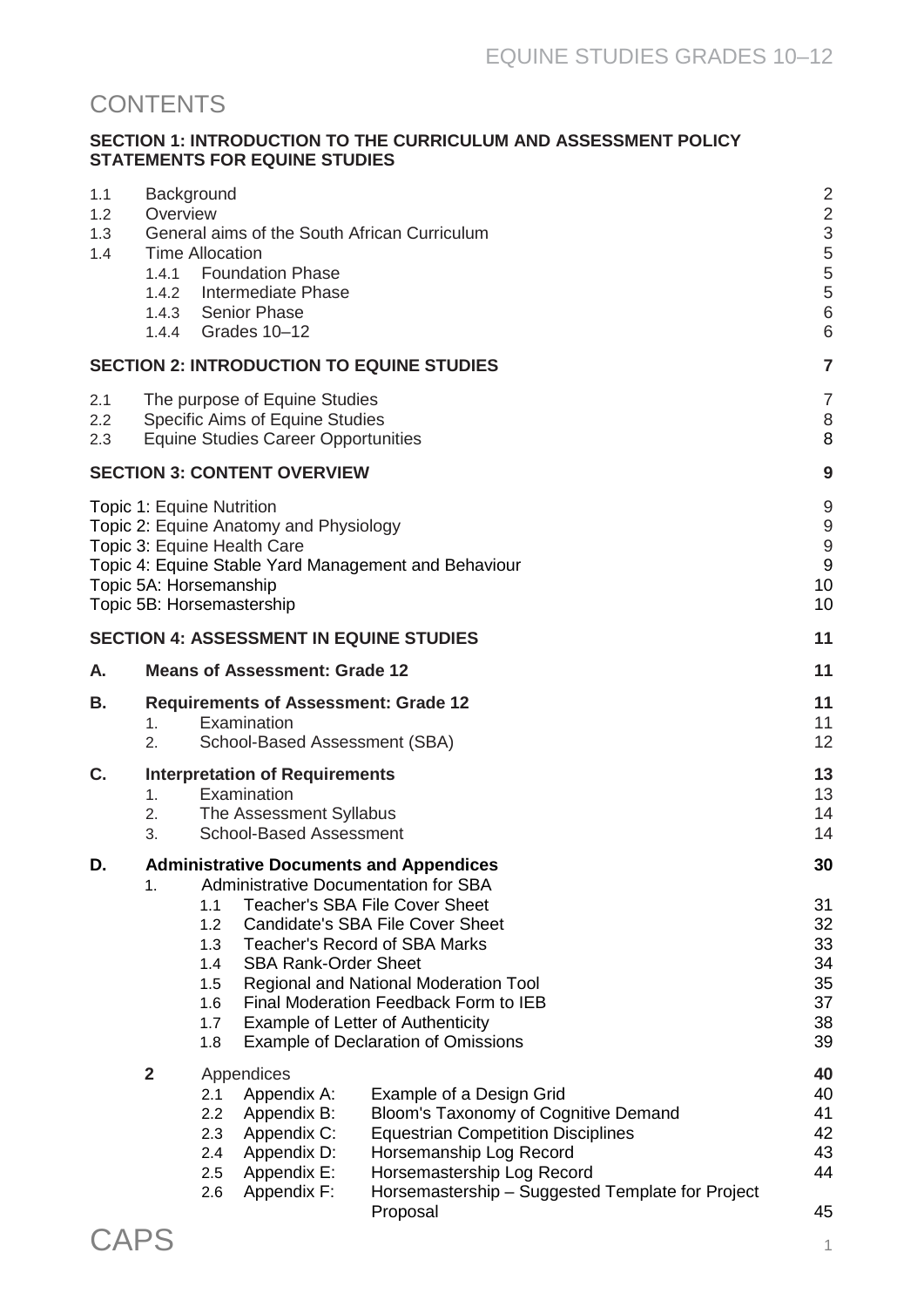# CONTENTS

**SECTION 1: INTRODUCTION TO THE CURRICULUM AND ASSESSMENT POLICY STATEMENTS FOR EQUINE STUDIES**

| | | |
|---|---|---|
| 1.1 | Background | 2 |
| 1.2 | Overview | 2 |
| 1.3 | General aims of the South African Curriculum | 3 |
| 1.4 | Time Allocation | 5 |
| | 1.4.1 Foundation Phase | 5 |
| | 1.4.2 Intermediate Phase | 5 |
| | 1.4.3 Senior Phase | 6 |
| | 1.4.4 Grades 10–12 | 6 |

**SECTION 2: INTRODUCTION TO EQUINE STUDIES** — **7**

| | | |
|---|---|---|
| 2.1 | The purpose of Equine Studies | 7 |
| 2.2 | Specific Aims of Equine Studies | 8 |
| 2.3 | Equine Studies Career Opportunities | 8 |

**SECTION 3: CONTENT OVERVIEW** — **9**

| | |
|---|---|
| Topic 1: Equine Nutrition | 9 |
| Topic 2: Equine Anatomy and Physiology | 9 |
| Topic 3: Equine Health Care | 9 |
| Topic 4: Equine Stable Yard Management and Behaviour | 9 |
| Topic 5A: Horsemanship | 10 |
| Topic 5B: Horsemastership | 10 |

**SECTION 4: ASSESSMENT IN EQUINE STUDIES** — **11**

**A. Means of Assessment: Grade 12** — **11**

**B. Requirements of Assessment: Grade 12** — **11**

1. Examination — 11
2. School-Based Assessment (SBA) — 12

**C. Interpretation of Requirements** — **13**

1. Examination — 13
2. The Assessment Syllabus — 14
3. School-Based Assessment — 14

**D. Administrative Documents and Appendices** — **30**

1. Administrative Documentation for SBA
   - 1.1 Teacher's SBA File Cover Sheet — 31
   - 1.2 Candidate's SBA File Cover Sheet — 32
   - 1.3 Teacher's Record of SBA Marks — 33
   - 1.4 SBA Rank-Order Sheet — 34
   - 1.5 Regional and National Moderation Tool — 35
   - 1.6 Final Moderation Feedback Form to IEB — 37
   - 1.7 Example of Letter of Authenticity — 38
   - 1.8 Example of Declaration of Omissions — 39

**2** Appendices — **40**

| | | | |
|---|---|---|---|
| 2.1 | Appendix A: | Example of a Design Grid | 40 |
| 2.2 | Appendix B: | Bloom's Taxonomy of Cognitive Demand | 41 |
| 2.3 | Appendix C: | Equestrian Competition Disciplines | 42 |
| 2.4 | Appendix D: | Horsemanship Log Record | 43 |
| 2.5 | Appendix E: | Horsemastership Log Record | 44 |
| 2.6 | Appendix F: | Horsemastership – Suggested Template for Project Proposal | 45 |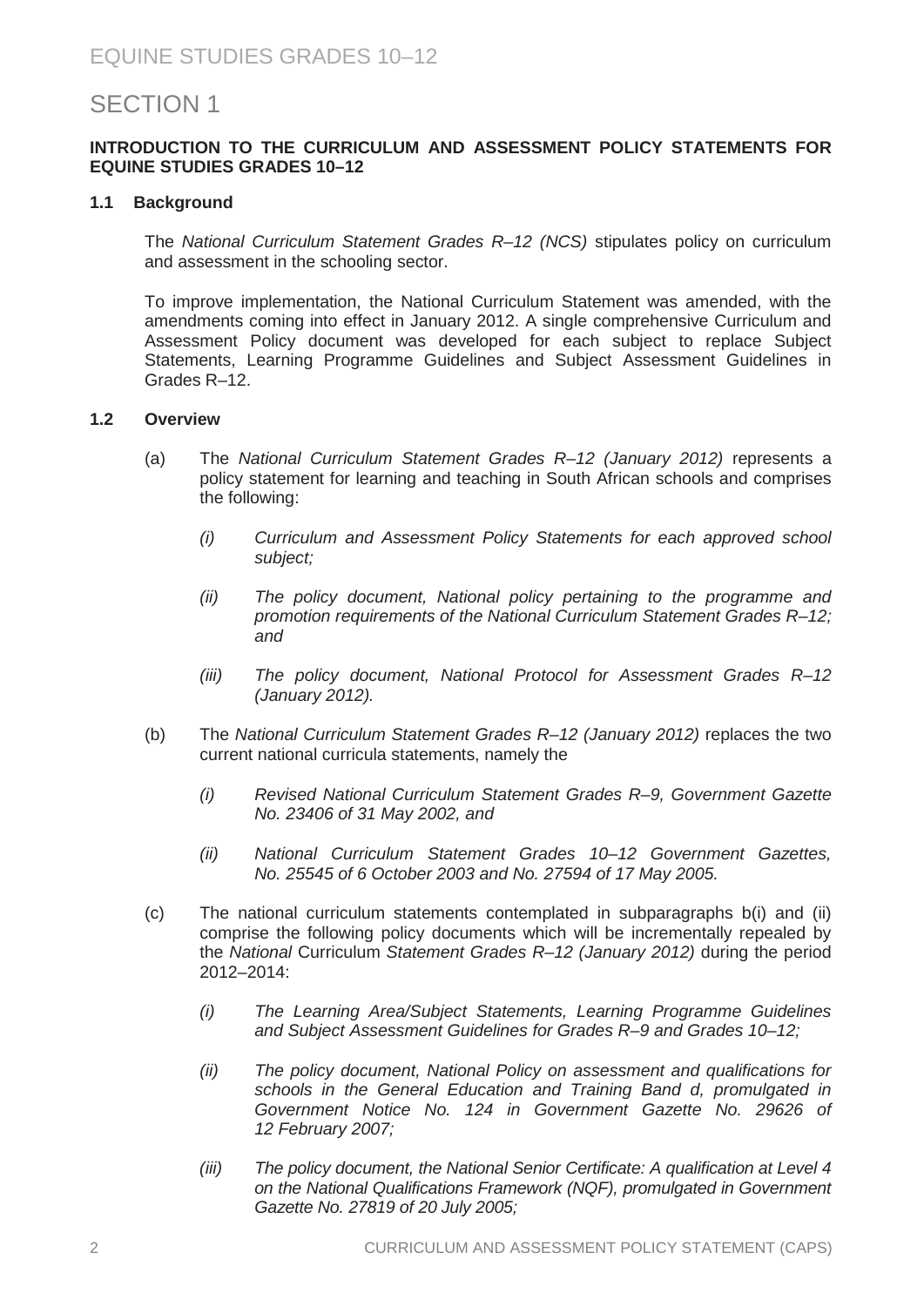# SECTION 1

**INTRODUCTION TO THE CURRICULUM AND ASSESSMENT POLICY STATEMENTS FOR EQUINE STUDIES GRADES 10–12**

## 1.1 Background

The *National Curriculum Statement Grades R–12 (NCS)* stipulates policy on curriculum and assessment in the schooling sector.

To improve implementation, the National Curriculum Statement was amended, with the amendments coming into effect in January 2012. A single comprehensive Curriculum and Assessment Policy document was developed for each subject to replace Subject Statements, Learning Programme Guidelines and Subject Assessment Guidelines in Grades R–12.

## 1.2 Overview

(a) The *National Curriculum Statement Grades R–12 (January 2012)* represents a policy statement for learning and teaching in South African schools and comprises the following:

*(i) Curriculum and Assessment Policy Statements for each approved school subject;*

*(ii) The policy document, National policy pertaining to the programme and promotion requirements of the National Curriculum Statement Grades R–12; and*

*(iii) The policy document, National Protocol for Assessment Grades R–12 (January 2012).*

(b) The *National Curriculum Statement Grades R–12 (January 2012)* replaces the two current national curricula statements, namely the

*(i) Revised National Curriculum Statement Grades R–9, Government Gazette No. 23406 of 31 May 2002, and*

*(ii) National Curriculum Statement Grades 10–12 Government Gazettes, No. 25545 of 6 October 2003 and No. 27594 of 17 May 2005.*

(c) The national curriculum statements contemplated in subparagraphs b(i) and (ii) comprise the following policy documents which will be incrementally repealed by the *National* Curriculum *Statement Grades R–12 (January 2012)* during the period 2012–2014:

*(i) The Learning Area/Subject Statements, Learning Programme Guidelines and Subject Assessment Guidelines for Grades R–9 and Grades 10–12;*

*(ii) The policy document, National Policy on assessment and qualifications for schools in the General Education and Training Band d, promulgated in Government Notice No. 124 in Government Gazette No. 29626 of 12 February 2007;*

*(iii) The policy document, the National Senior Certificate: A qualification at Level 4 on the National Qualifications Framework (NQF), promulgated in Government Gazette No. 27819 of 20 July 2005;*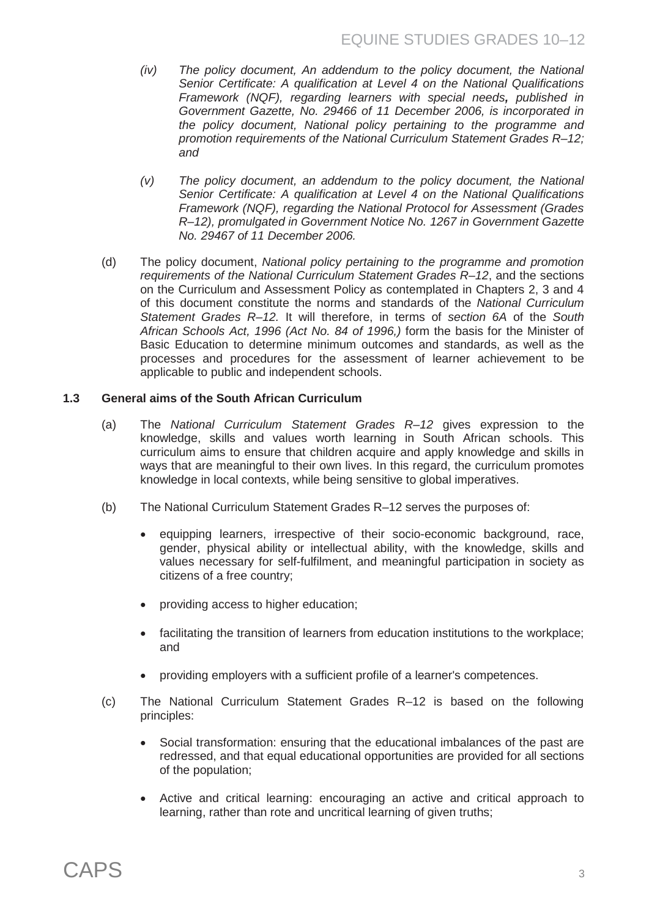*(iv) The policy document, An addendum to the policy document, the National Senior Certificate: A qualification at Level 4 on the National Qualifications Framework (NQF), regarding learners with special needs**,** published in Government Gazette, No. 29466 of 11 December 2006, is incorporated in the policy document, National policy pertaining to the programme and promotion requirements of the National Curriculum Statement Grades R–12; and*

*(v) The policy document, an addendum to the policy document, the National Senior Certificate: A qualification at Level 4 on the National Qualifications Framework (NQF), regarding the National Protocol for Assessment (Grades R–12), promulgated in Government Notice No. 1267 in Government Gazette No. 29467 of 11 December 2006.*

(d) The policy document, *National policy pertaining to the programme and promotion requirements of the National Curriculum Statement Grades R–12*, and the sections on the Curriculum and Assessment Policy as contemplated in Chapters 2, 3 and 4 of this document constitute the norms and standards of the *National Curriculum Statement Grades R–12.* It will therefore, in terms of *section 6A* of the *South African Schools Act, 1996 (Act No. 84 of 1996,)* form the basis for the Minister of Basic Education to determine minimum outcomes and standards, as well as the processes and procedures for the assessment of learner achievement to be applicable to public and independent schools.

### 1.3 General aims of the South African Curriculum

(a) The *National Curriculum Statement Grades R–12* gives expression to the knowledge, skills and values worth learning in South African schools. This curriculum aims to ensure that children acquire and apply knowledge and skills in ways that are meaningful to their own lives. In this regard, the curriculum promotes knowledge in local contexts, while being sensitive to global imperatives.

(b) The National Curriculum Statement Grades R–12 serves the purposes of:

- equipping learners, irrespective of their socio-economic background, race, gender, physical ability or intellectual ability, with the knowledge, skills and values necessary for self-fulfilment, and meaningful participation in society as citizens of a free country;
- providing access to higher education;
- facilitating the transition of learners from education institutions to the workplace; and
- providing employers with a sufficient profile of a learner's competences.

(c) The National Curriculum Statement Grades R–12 is based on the following principles:

- Social transformation: ensuring that the educational imbalances of the past are redressed, and that equal educational opportunities are provided for all sections of the population;
- Active and critical learning: encouraging an active and critical approach to learning, rather than rote and uncritical learning of given truths;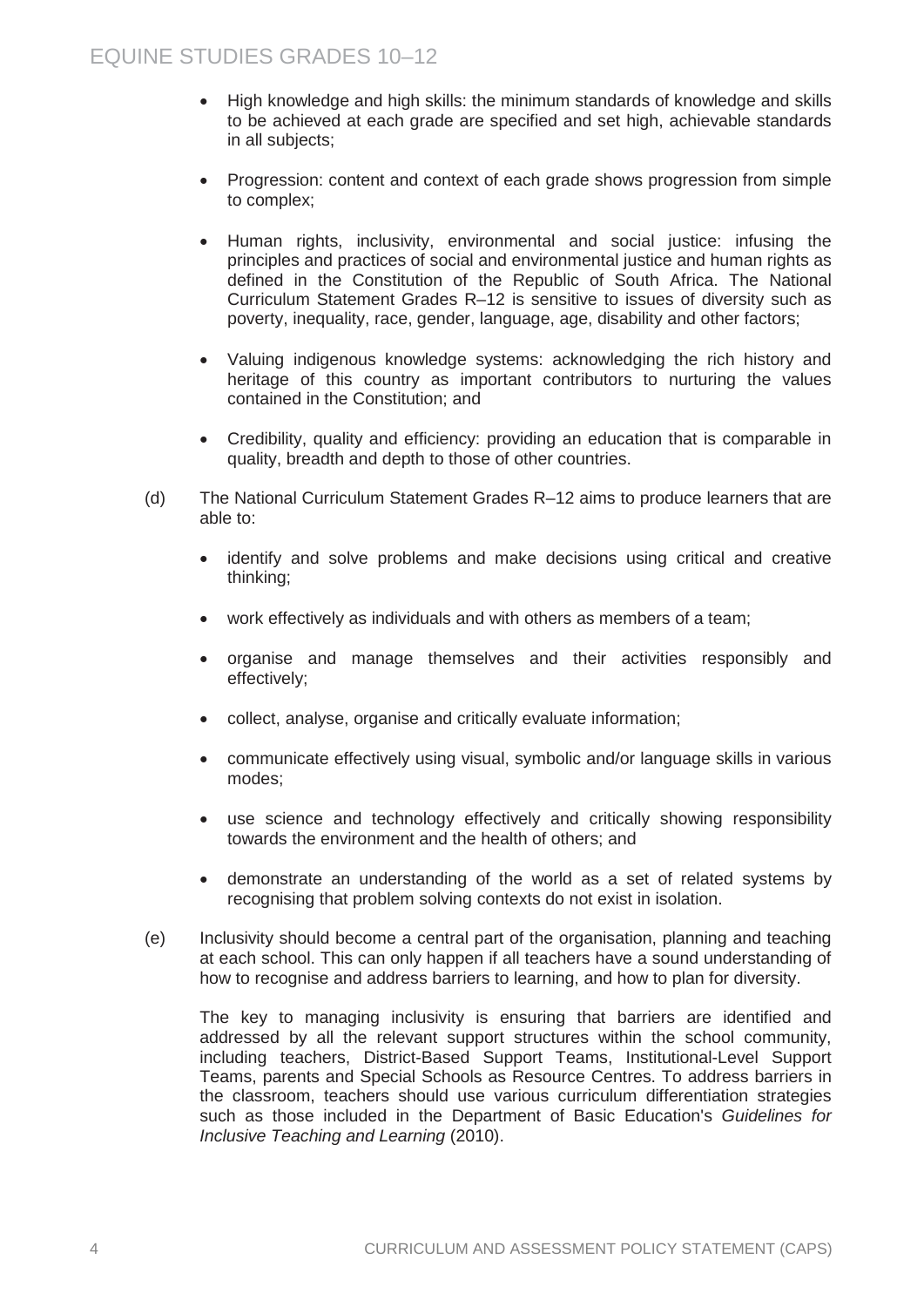- High knowledge and high skills: the minimum standards of knowledge and skills to be achieved at each grade are specified and set high, achievable standards in all subjects;

- Progression: content and context of each grade shows progression from simple to complex;

- Human rights, inclusivity, environmental and social justice: infusing the principles and practices of social and environmental justice and human rights as defined in the Constitution of the Republic of South Africa. The National Curriculum Statement Grades R–12 is sensitive to issues of diversity such as poverty, inequality, race, gender, language, age, disability and other factors;

- Valuing indigenous knowledge systems: acknowledging the rich history and heritage of this country as important contributors to nurturing the values contained in the Constitution; and

- Credibility, quality and efficiency: providing an education that is comparable in quality, breadth and depth to those of other countries.

(d) The National Curriculum Statement Grades R–12 aims to produce learners that are able to:

- identify and solve problems and make decisions using critical and creative thinking;

- work effectively as individuals and with others as members of a team;

- organise and manage themselves and their activities responsibly and effectively;

- collect, analyse, organise and critically evaluate information;

- communicate effectively using visual, symbolic and/or language skills in various modes;

- use science and technology effectively and critically showing responsibility towards the environment and the health of others; and

- demonstrate an understanding of the world as a set of related systems by recognising that problem solving contexts do not exist in isolation.

(e) Inclusivity should become a central part of the organisation, planning and teaching at each school. This can only happen if all teachers have a sound understanding of how to recognise and address barriers to learning, and how to plan for diversity.

The key to managing inclusivity is ensuring that barriers are identified and addressed by all the relevant support structures within the school community, including teachers, District-Based Support Teams, Institutional-Level Support Teams, parents and Special Schools as Resource Centres. To address barriers in the classroom, teachers should use various curriculum differentiation strategies such as those included in the Department of Basic Education's *Guidelines for Inclusive Teaching and Learning* (2010).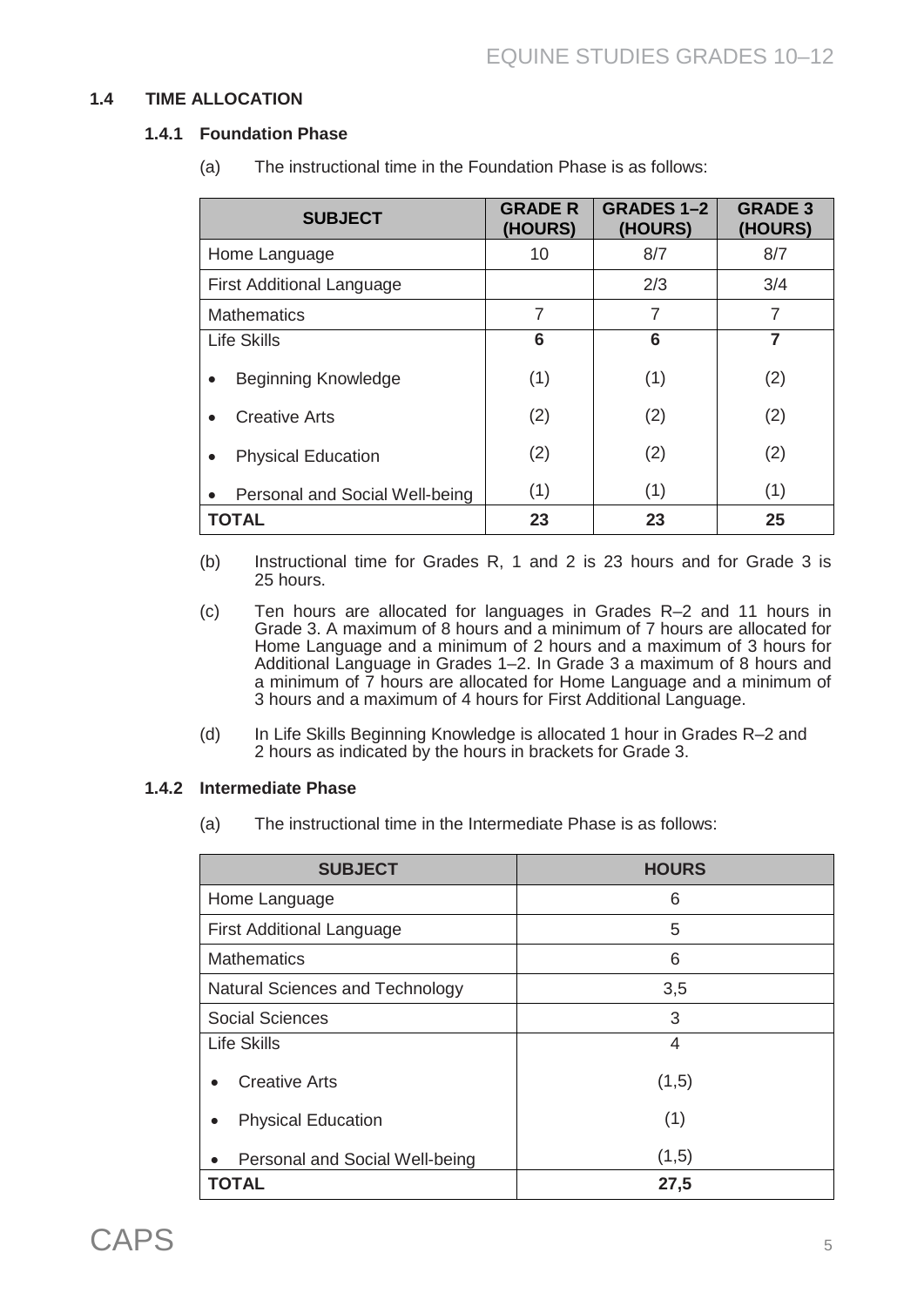### 1.4 TIME ALLOCATION

#### 1.4.1 Foundation Phase

(a) The instructional time in the Foundation Phase is as follows:

| SUBJECT | GRADE R (HOURS) | GRADES 1–2 (HOURS) | GRADE 3 (HOURS) |
|---|---|---|---|
| Home Language | 10 | 8/7 | 8/7 |
| First Additional Language | | 2/3 | 3/4 |
| Mathematics | 7 | 7 | 7 |
| Life Skills | **6** | **6** | **7** |
| • Beginning Knowledge | (1) | (1) | (2) |
| • Creative Arts | (2) | (2) | (2) |
| • Physical Education | (2) | (2) | (2) |
| • Personal and Social Well-being | (1) | (1) | (1) |
| **TOTAL** | **23** | **23** | **25** |

(b) Instructional time for Grades R, 1 and 2 is 23 hours and for Grade 3 is 25 hours.

(c) Ten hours are allocated for languages in Grades R–2 and 11 hours in Grade 3. A maximum of 8 hours and a minimum of 7 hours are allocated for Home Language and a minimum of 2 hours and a maximum of 3 hours for Additional Language in Grades 1–2. In Grade 3 a maximum of 8 hours and a minimum of 7 hours are allocated for Home Language and a minimum of 3 hours and a maximum of 4 hours for First Additional Language.

(d) In Life Skills Beginning Knowledge is allocated 1 hour in Grades R–2 and 2 hours as indicated by the hours in brackets for Grade 3.

#### 1.4.2 Intermediate Phase

(a) The instructional time in the Intermediate Phase is as follows:

| SUBJECT | HOURS |
|---|---|
| Home Language | 6 |
| First Additional Language | 5 |
| Mathematics | 6 |
| Natural Sciences and Technology | 3,5 |
| Social Sciences | 3 |
| Life Skills | 4 |
| • Creative Arts | (1,5) |
| • Physical Education | (1) |
| • Personal and Social Well-being | (1,5) |
| **TOTAL** | **27,5** |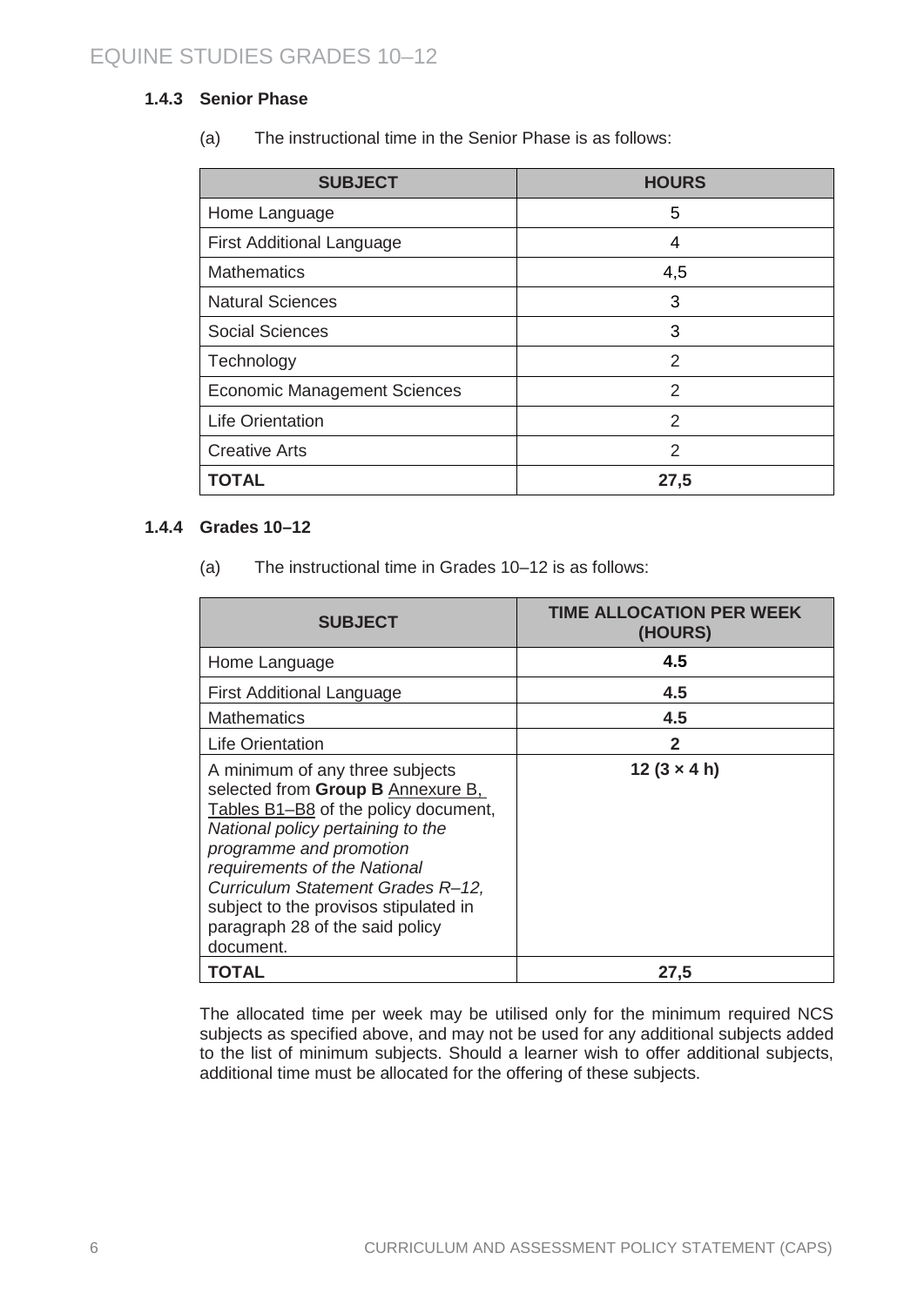### 1.4.3 Senior Phase

(a) The instructional time in the Senior Phase is as follows:

| SUBJECT | HOURS |
|---|---|
| Home Language | 5 |
| First Additional Language | 4 |
| Mathematics | 4,5 |
| Natural Sciences | 3 |
| Social Sciences | 3 |
| Technology | 2 |
| Economic Management Sciences | 2 |
| Life Orientation | 2 |
| Creative Arts | 2 |
| **TOTAL** | **27,5** |

### 1.4.4 Grades 10–12

(a) The instructional time in Grades 10–12 is as follows:

| SUBJECT | TIME ALLOCATION PER WEEK (HOURS) |
|---|---|
| Home Language | **4.5** |
| First Additional Language | **4.5** |
| Mathematics | **4.5** |
| Life Orientation | **2** |
| A minimum of any three subjects selected from **Group B** Annexure B, Tables B1–B8 of the policy document, *National policy pertaining to the programme and promotion requirements of the National Curriculum Statement Grades R–12,* subject to the provisos stipulated in paragraph 28 of the said policy document. | **12 (3 × 4 h)** |
| **TOTAL** | **27,5** |

The allocated time per week may be utilised only for the minimum required NCS subjects as specified above, and may not be used for any additional subjects added to the list of minimum subjects. Should a learner wish to offer additional subjects, additional time must be allocated for the offering of these subjects.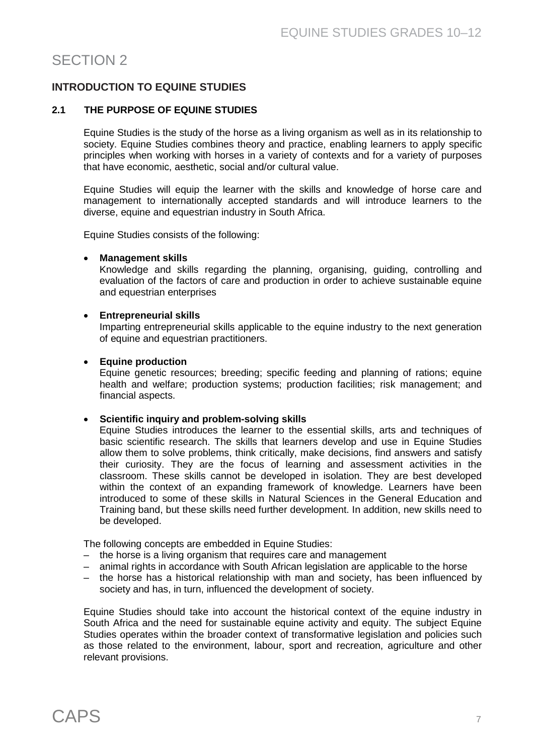# SECTION 2

## INTRODUCTION TO EQUINE STUDIES

### 2.1 THE PURPOSE OF EQUINE STUDIES

Equine Studies is the study of the horse as a living organism as well as in its relationship to society. Equine Studies combines theory and practice, enabling learners to apply specific principles when working with horses in a variety of contexts and for a variety of purposes that have economic, aesthetic, social and/or cultural value.

Equine Studies will equip the learner with the skills and knowledge of horse care and management to internationally accepted standards and will introduce learners to the diverse, equine and equestrian industry in South Africa.

Equine Studies consists of the following:

- **Management skills**
  Knowledge and skills regarding the planning, organising, guiding, controlling and evaluation of the factors of care and production in order to achieve sustainable equine and equestrian enterprises

- **Entrepreneurial skills**
  Imparting entrepreneurial skills applicable to the equine industry to the next generation of equine and equestrian practitioners.

- **Equine production**
  Equine genetic resources; breeding; specific feeding and planning of rations; equine health and welfare; production systems; production facilities; risk management; and financial aspects.

- **Scientific inquiry and problem-solving skills**
  Equine Studies introduces the learner to the essential skills, arts and techniques of basic scientific research. The skills that learners develop and use in Equine Studies allow them to solve problems, think critically, make decisions, find answers and satisfy their curiosity. They are the focus of learning and assessment activities in the classroom. These skills cannot be developed in isolation. They are best developed within the context of an expanding framework of knowledge. Learners have been introduced to some of these skills in Natural Sciences in the General Education and Training band, but these skills need further development. In addition, new skills need to be developed.

The following concepts are embedded in Equine Studies:

- the horse is a living organism that requires care and management
- animal rights in accordance with South African legislation are applicable to the horse
- the horse has a historical relationship with man and society, has been influenced by society and has, in turn, influenced the development of society.

Equine Studies should take into account the historical context of the equine industry in South Africa and the need for sustainable equine activity and equity. The subject Equine Studies operates within the broader context of transformative legislation and policies such as those related to the environment, labour, sport and recreation, agriculture and other relevant provisions.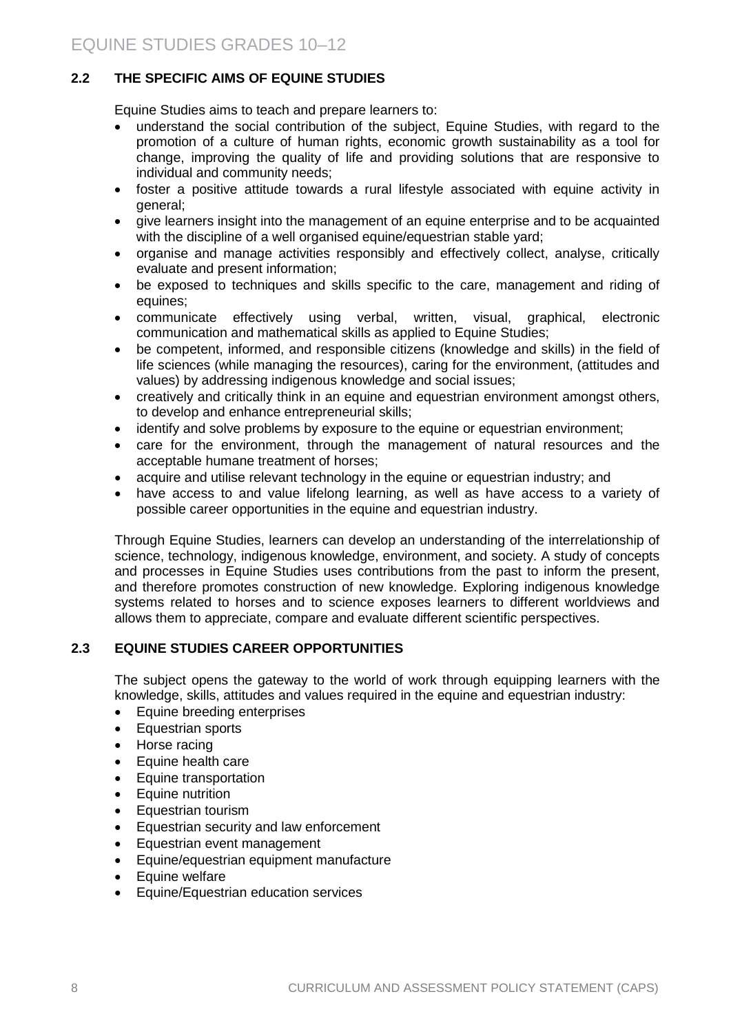## 2.2 THE SPECIFIC AIMS OF EQUINE STUDIES

Equine Studies aims to teach and prepare learners to:

- understand the social contribution of the subject, Equine Studies, with regard to the promotion of a culture of human rights, economic growth sustainability as a tool for change, improving the quality of life and providing solutions that are responsive to individual and community needs;
- foster a positive attitude towards a rural lifestyle associated with equine activity in general;
- give learners insight into the management of an equine enterprise and to be acquainted with the discipline of a well organised equine/equestrian stable yard;
- organise and manage activities responsibly and effectively collect, analyse, critically evaluate and present information;
- be exposed to techniques and skills specific to the care, management and riding of equines;
- communicate effectively using verbal, written, visual, graphical, electronic communication and mathematical skills as applied to Equine Studies;
- be competent, informed, and responsible citizens (knowledge and skills) in the field of life sciences (while managing the resources), caring for the environment, (attitudes and values) by addressing indigenous knowledge and social issues;
- creatively and critically think in an equine and equestrian environment amongst others, to develop and enhance entrepreneurial skills;
- identify and solve problems by exposure to the equine or equestrian environment;
- care for the environment, through the management of natural resources and the acceptable humane treatment of horses;
- acquire and utilise relevant technology in the equine or equestrian industry; and
- have access to and value lifelong learning, as well as have access to a variety of possible career opportunities in the equine and equestrian industry.

Through Equine Studies, learners can develop an understanding of the interrelationship of science, technology, indigenous knowledge, environment, and society. A study of concepts and processes in Equine Studies uses contributions from the past to inform the present, and therefore promotes construction of new knowledge. Exploring indigenous knowledge systems related to horses and to science exposes learners to different worldviews and allows them to appreciate, compare and evaluate different scientific perspectives.

## 2.3 EQUINE STUDIES CAREER OPPORTUNITIES

The subject opens the gateway to the world of work through equipping learners with the knowledge, skills, attitudes and values required in the equine and equestrian industry:

- Equine breeding enterprises
- Equestrian sports
- Horse racing
- Equine health care
- Equine transportation
- Equine nutrition
- Equestrian tourism
- Equestrian security and law enforcement
- Equestrian event management
- Equine/equestrian equipment manufacture
- Equine welfare
- Equine/Equestrian education services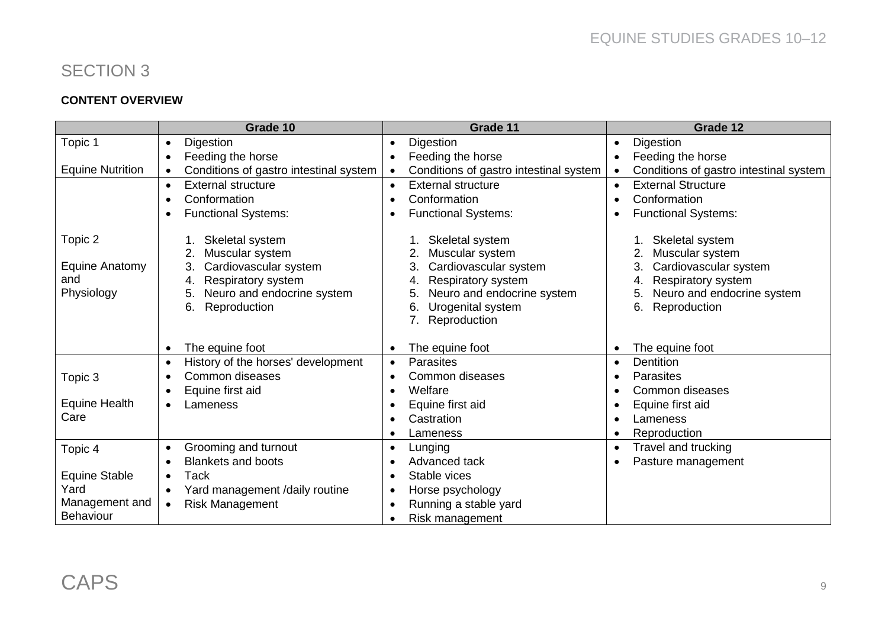# SECTION 3

**CONTENT OVERVIEW**

| | Grade 10 | Grade 11 | Grade 12 |
|---|---|---|---|
| Topic 1<br><br>Equine Nutrition | • Digestion<br>• Feeding the horse<br>• Conditions of gastro intestinal system | • Digestion<br>• Feeding the horse<br>• Conditions of gastro intestinal system | • Digestion<br>• Feeding the horse<br>• Conditions of gastro intestinal system |
| Topic 2<br><br>Equine Anatomy and Physiology | • External structure<br>• Conformation<br>• Functional Systems:<br>1. Skeletal system<br>2. Muscular system<br>3. Cardiovascular system<br>4. Respiratory system<br>5. Neuro and endocrine system<br>6. Reproduction<br>• The equine foot | • External structure<br>• Conformation<br>• Functional Systems:<br>1. Skeletal system<br>2. Muscular system<br>3. Cardiovascular system<br>4. Respiratory system<br>5. Neuro and endocrine system<br>6. Urogenital system<br>7. Reproduction<br>• The equine foot | • External Structure<br>• Conformation<br>• Functional Systems:<br>1. Skeletal system<br>2. Muscular system<br>3. Cardiovascular system<br>4. Respiratory system<br>5. Neuro and endocrine system<br>6. Reproduction<br>• The equine foot |
| Topic 3<br><br>Equine Health Care | • History of the horses' development<br>• Common diseases<br>• Equine first aid<br>• Lameness | • Parasites<br>• Common diseases<br>• Welfare<br>• Equine first aid<br>• Castration<br>• Lameness | • Dentition<br>• Parasites<br>• Common diseases<br>• Equine first aid<br>• Lameness<br>• Reproduction |
| Topic 4<br><br>Equine Stable Yard Management and Behaviour | • Grooming and turnout<br>• Blankets and boots<br>• Tack<br>• Yard management /daily routine<br>• Risk Management | • Lunging<br>• Advanced tack<br>• Stable vices<br>• Horse psychology<br>• Running a stable yard<br>• Risk management | • Travel and trucking<br>• Pasture management |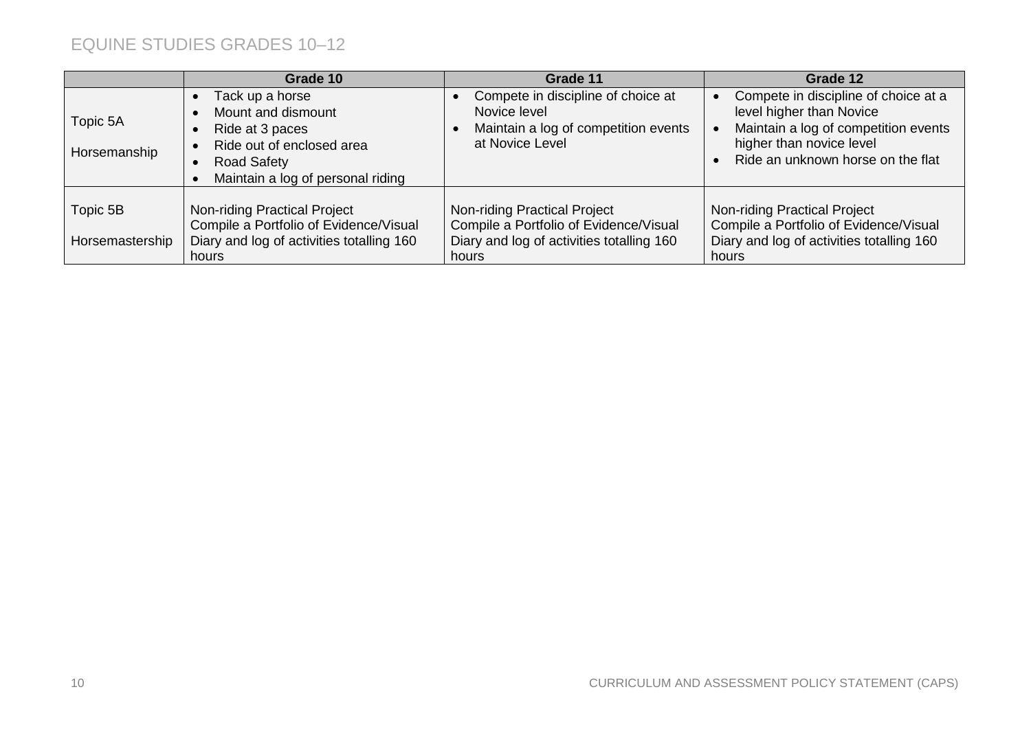| | Grade 10 | Grade 11 | Grade 12 |
|---|---|---|---|
| Topic 5A<br><br>Horsemanship | • Tack up a horse<br>• Mount and dismount<br>• Ride at 3 paces<br>• Ride out of enclosed area<br>• Road Safety<br>• Maintain a log of personal riding | • Compete in discipline of choice at Novice level<br>• Maintain a log of competition events at Novice Level | • Compete in discipline of choice at a level higher than Novice<br>• Maintain a log of competition events higher than novice level<br>• Ride an unknown horse on the flat |
| Topic 5B<br><br>Horsemastership | Non-riding Practical Project<br>Compile a Portfolio of Evidence/Visual Diary and log of activities totalling 160 hours | Non-riding Practical Project<br>Compile a Portfolio of Evidence/Visual Diary and log of activities totalling 160 hours | Non-riding Practical Project<br>Compile a Portfolio of Evidence/Visual Diary and log of activities totalling 160 hours |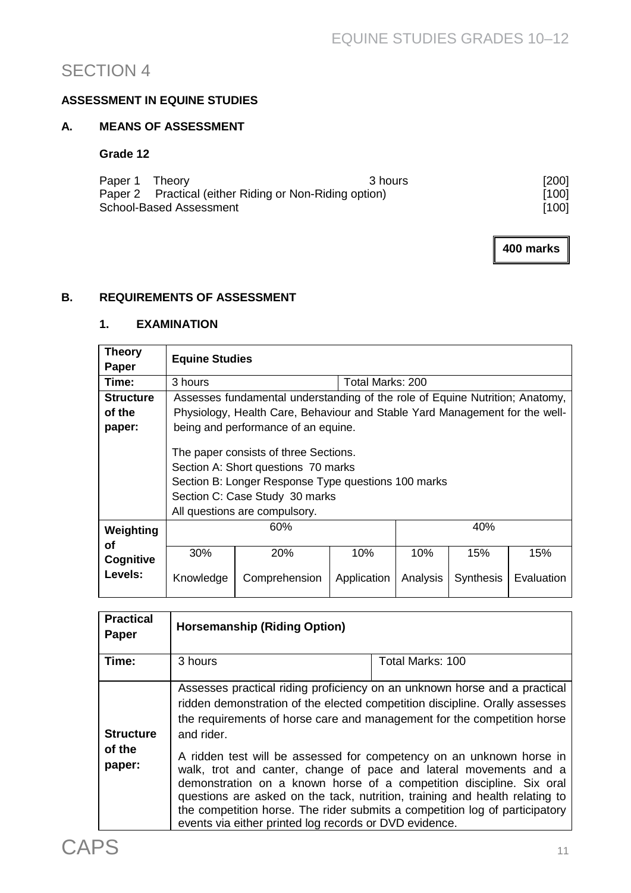# SECTION 4

**ASSESSMENT IN EQUINE STUDIES**

## A. MEANS OF ASSESSMENT

**Grade 12**

| | | |
|---|---|---|
| Paper 1 Theory | 3 hours | [200] |
| Paper 2 Practical (either Riding or Non-Riding option) | | [100] |
| School-Based Assessment | | [100] |

**400 marks**

## B. REQUIREMENTS OF ASSESSMENT

### 1. EXAMINATION

| **Theory Paper** | **Equine Studies** | | | | | |
|---|---|---|---|---|---|---|
| **Time:** | 3 hours | | Total Marks: 200 | | | |
| **Structure of the paper:** | Assesses fundamental understanding of the role of Equine Nutrition; Anatomy, Physiology, Health Care, Behaviour and Stable Yard Management for the well-being and performance of an equine.<br><br>The paper consists of three Sections.<br>Section A: Short questions 70 marks<br>Section B: Longer Response Type questions 100 marks<br>Section C: Case Study 30 marks<br>All questions are compulsory. | | | | | |
| **Weighting of Cognitive Levels:** | 60% | | | 40% | | |
| | 30%<br>Knowledge | 20%<br>Comprehension | 10%<br>Application | 10%<br>Analysis | 15%<br>Synthesis | 15%<br>Evaluation |

| **Practical Paper** | **Horsemanship (Riding Option)** | |
|---|---|---|
| **Time:** | 3 hours | Total Marks: 100 |
| **Structure of the paper:** | Assesses practical riding proficiency on an unknown horse and a practical ridden demonstration of the elected competition discipline. Orally assesses the requirements of horse care and management for the competition horse and rider.<br><br>A ridden test will be assessed for competency on an unknown horse in walk, trot and canter, change of pace and lateral movements and a demonstration on a known horse of a competition discipline. Six oral questions are asked on the tack, nutrition, training and health relating to the competition horse. The rider submits a competition log of participatory events via either printed log records or DVD evidence. | |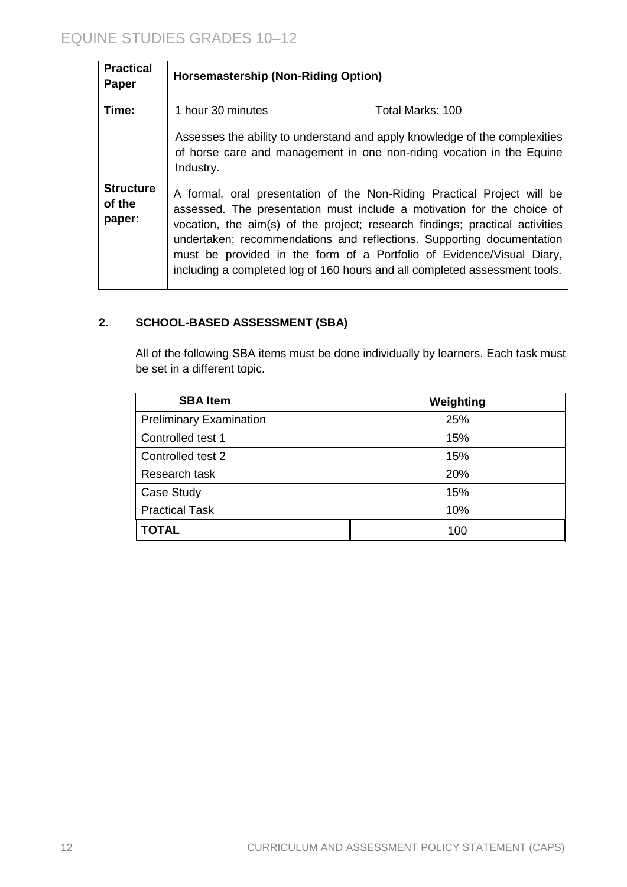| **Practical Paper** | **Horsemastership (Non-Riding Option)** | |
|---|---|---|
| **Time:** | 1 hour 30 minutes | Total Marks: 100 |
| **Structure of the paper:** | Assesses the ability to understand and apply knowledge of the complexities of horse care and management in one non-riding vocation in the Equine Industry.<br><br>A formal, oral presentation of the Non-Riding Practical Project will be assessed. The presentation must include a motivation for the choice of vocation, the aim(s) of the project; research findings; practical activities undertaken; recommendations and reflections. Supporting documentation must be provided in the form of a Portfolio of Evidence/Visual Diary, including a completed log of 160 hours and all completed assessment tools. | |

## 2. SCHOOL-BASED ASSESSMENT (SBA)

All of the following SBA items must be done individually by learners. Each task must be set in a different topic.

| SBA Item | Weighting |
|---|---|
| Preliminary Examination | 25% |
| Controlled test 1 | 15% |
| Controlled test 2 | 15% |
| Research task | 20% |
| Case Study | 15% |
| Practical Task | 10% |
| **TOTAL** | 100 |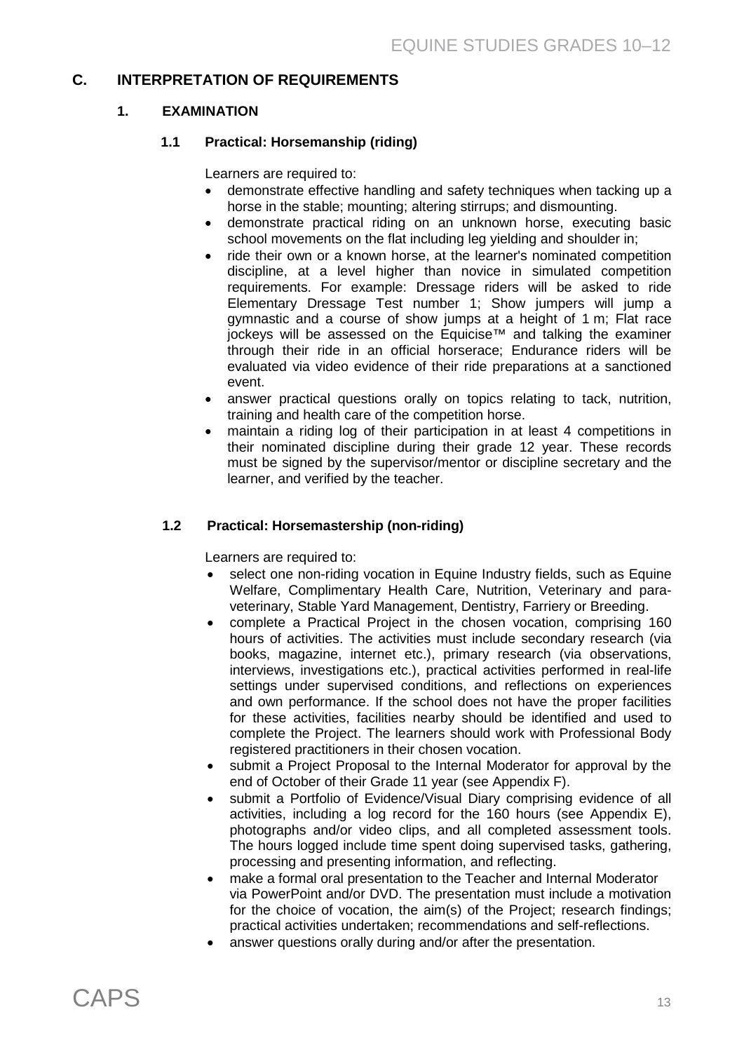## C. INTERPRETATION OF REQUIREMENTS

### 1. EXAMINATION

#### 1.1 Practical: Horsemanship (riding)

Learners are required to:

- demonstrate effective handling and safety techniques when tacking up a horse in the stable; mounting; altering stirrups; and dismounting.
- demonstrate practical riding on an unknown horse, executing basic school movements on the flat including leg yielding and shoulder in;
- ride their own or a known horse, at the learner's nominated competition discipline, at a level higher than novice in simulated competition requirements. For example: Dressage riders will be asked to ride Elementary Dressage Test number 1; Show jumpers will jump a gymnastic and a course of show jumps at a height of 1 m; Flat race jockeys will be assessed on the Equicise™ and talking the examiner through their ride in an official horserace; Endurance riders will be evaluated via video evidence of their ride preparations at a sanctioned event.
- answer practical questions orally on topics relating to tack, nutrition, training and health care of the competition horse.
- maintain a riding log of their participation in at least 4 competitions in their nominated discipline during their grade 12 year. These records must be signed by the supervisor/mentor or discipline secretary and the learner, and verified by the teacher.

#### 1.2 Practical: Horsemastership (non-riding)

Learners are required to:

- select one non-riding vocation in Equine Industry fields, such as Equine Welfare, Complimentary Health Care, Nutrition, Veterinary and para-veterinary, Stable Yard Management, Dentistry, Farriery or Breeding.
- complete a Practical Project in the chosen vocation, comprising 160 hours of activities. The activities must include secondary research (via books, magazine, internet etc.), primary research (via observations, interviews, investigations etc.), practical activities performed in real-life settings under supervised conditions, and reflections on experiences and own performance. If the school does not have the proper facilities for these activities, facilities nearby should be identified and used to complete the Project. The learners should work with Professional Body registered practitioners in their chosen vocation.
- submit a Project Proposal to the Internal Moderator for approval by the end of October of their Grade 11 year (see Appendix F).
- submit a Portfolio of Evidence/Visual Diary comprising evidence of all activities, including a log record for the 160 hours (see Appendix E), photographs and/or video clips, and all completed assessment tools. The hours logged include time spent doing supervised tasks, gathering, processing and presenting information, and reflecting.
- make a formal oral presentation to the Teacher and Internal Moderator via PowerPoint and/or DVD. The presentation must include a motivation for the choice of vocation, the aim(s) of the Project; research findings; practical activities undertaken; recommendations and self-reflections.
- answer questions orally during and/or after the presentation.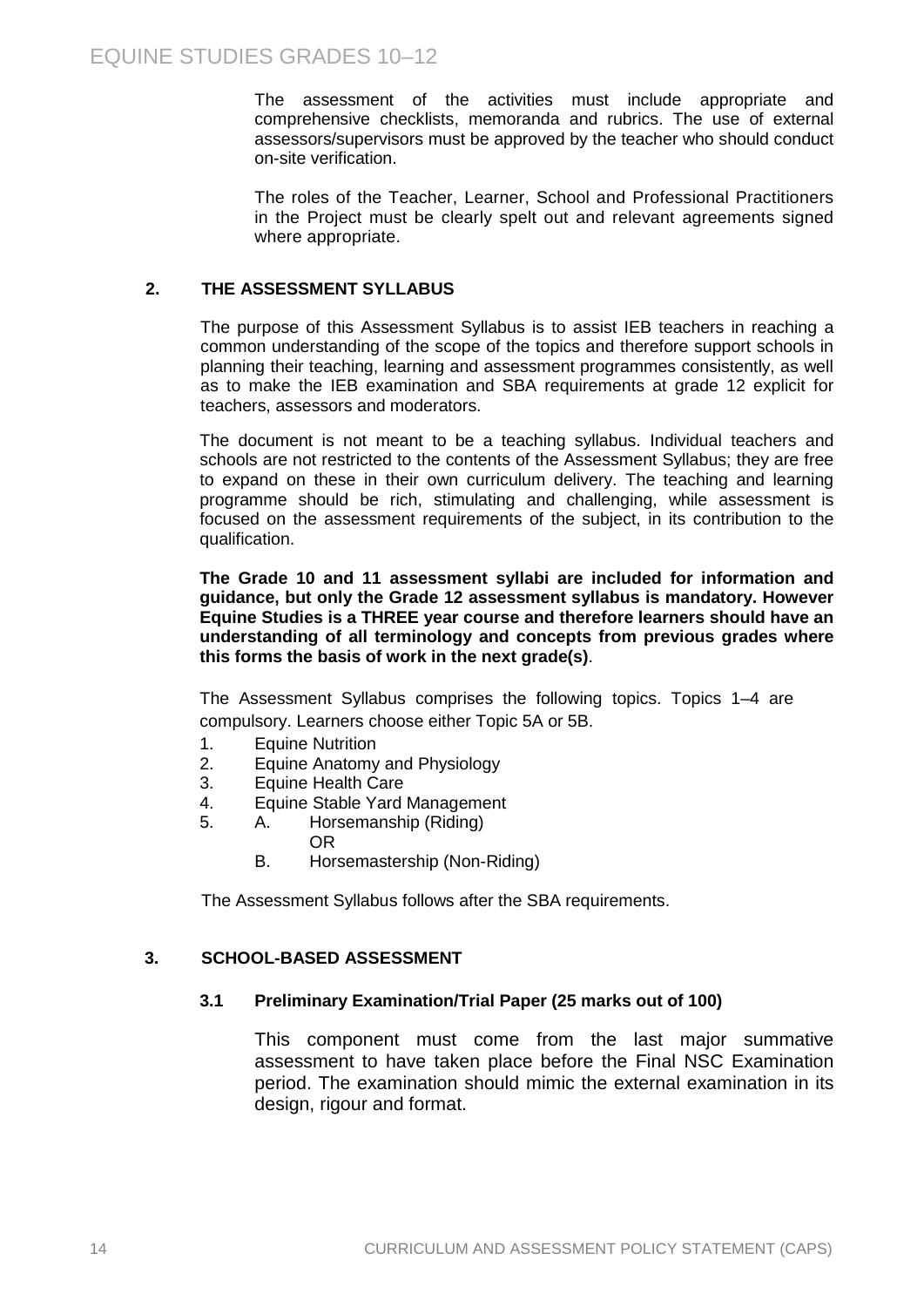The assessment of the activities must include appropriate and comprehensive checklists, memoranda and rubrics. The use of external assessors/supervisors must be approved by the teacher who should conduct on-site verification.

The roles of the Teacher, Learner, School and Professional Practitioners in the Project must be clearly spelt out and relevant agreements signed where appropriate.

## 2. THE ASSESSMENT SYLLABUS

The purpose of this Assessment Syllabus is to assist IEB teachers in reaching a common understanding of the scope of the topics and therefore support schools in planning their teaching, learning and assessment programmes consistently, as well as to make the IEB examination and SBA requirements at grade 12 explicit for teachers, assessors and moderators.

The document is not meant to be a teaching syllabus. Individual teachers and schools are not restricted to the contents of the Assessment Syllabus; they are free to expand on these in their own curriculum delivery. The teaching and learning programme should be rich, stimulating and challenging, while assessment is focused on the assessment requirements of the subject, in its contribution to the qualification.

**The Grade 10 and 11 assessment syllabi are included for information and guidance, but only the Grade 12 assessment syllabus is mandatory. However Equine Studies is a THREE year course and therefore learners should have an understanding of all terminology and concepts from previous grades where this forms the basis of work in the next grade(s)**.

The Assessment Syllabus comprises the following topics. Topics 1–4 are compulsory. Learners choose either Topic 5A or 5B.

1. Equine Nutrition
2. Equine Anatomy and Physiology
3. Equine Health Care
4. Equine Stable Yard Management
5. A. Horsemanship (Riding)
   OR
   B. Horsemastership (Non-Riding)

The Assessment Syllabus follows after the SBA requirements.

## 3. SCHOOL-BASED ASSESSMENT

### 3.1 Preliminary Examination/Trial Paper (25 marks out of 100)

This component must come from the last major summative assessment to have taken place before the Final NSC Examination period. The examination should mimic the external examination in its design, rigour and format.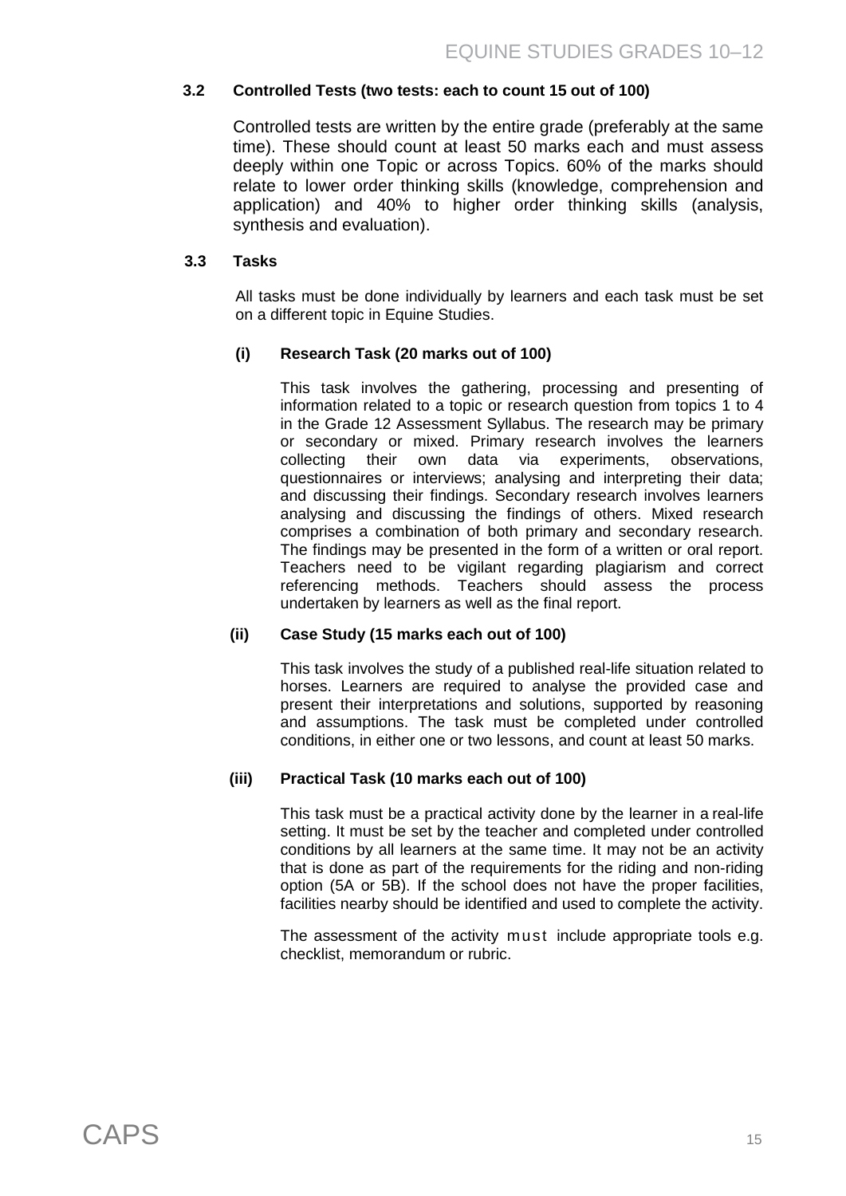### 3.2 Controlled Tests (two tests: each to count 15 out of 100)

Controlled tests are written by the entire grade (preferably at the same time). These should count at least 50 marks each and must assess deeply within one Topic or across Topics. 60% of the marks should relate to lower order thinking skills (knowledge, comprehension and application) and 40% to higher order thinking skills (analysis, synthesis and evaluation).

### 3.3 Tasks

All tasks must be done individually by learners and each task must be set on a different topic in Equine Studies.

#### (i) Research Task (20 marks out of 100)

This task involves the gathering, processing and presenting of information related to a topic or research question from topics 1 to 4 in the Grade 12 Assessment Syllabus. The research may be primary or secondary or mixed. Primary research involves the learners collecting their own data via experiments, observations, questionnaires or interviews; analysing and interpreting their data; and discussing their findings. Secondary research involves learners analysing and discussing the findings of others. Mixed research comprises a combination of both primary and secondary research. The findings may be presented in the form of a written or oral report. Teachers need to be vigilant regarding plagiarism and correct referencing methods. Teachers should assess the process undertaken by learners as well as the final report.

#### (ii) Case Study (15 marks each out of 100)

This task involves the study of a published real-life situation related to horses. Learners are required to analyse the provided case and present their interpretations and solutions, supported by reasoning and assumptions. The task must be completed under controlled conditions, in either one or two lessons, and count at least 50 marks.

#### (iii) Practical Task (10 marks each out of 100)

This task must be a practical activity done by the learner in a real-life setting. It must be set by the teacher and completed under controlled conditions by all learners at the same time. It may not be an activity that is done as part of the requirements for the riding and non-riding option (5A or 5B). If the school does not have the proper facilities, facilities nearby should be identified and used to complete the activity.

The assessment of the activity must include appropriate tools e.g. checklist, memorandum or rubric.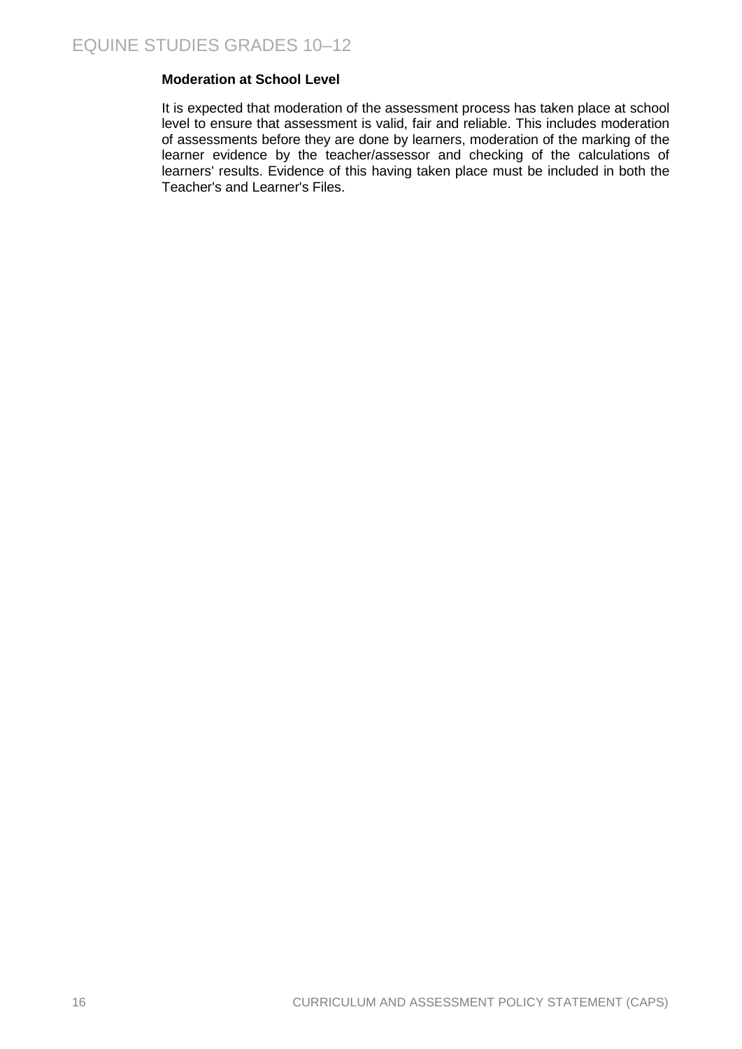**Moderation at School Level**

It is expected that moderation of the assessment process has taken place at school level to ensure that assessment is valid, fair and reliable. This includes moderation of assessments before they are done by learners, moderation of the marking of the learner evidence by the teacher/assessor and checking of the calculations of learners' results. Evidence of this having taken place must be included in both the Teacher's and Learner's Files.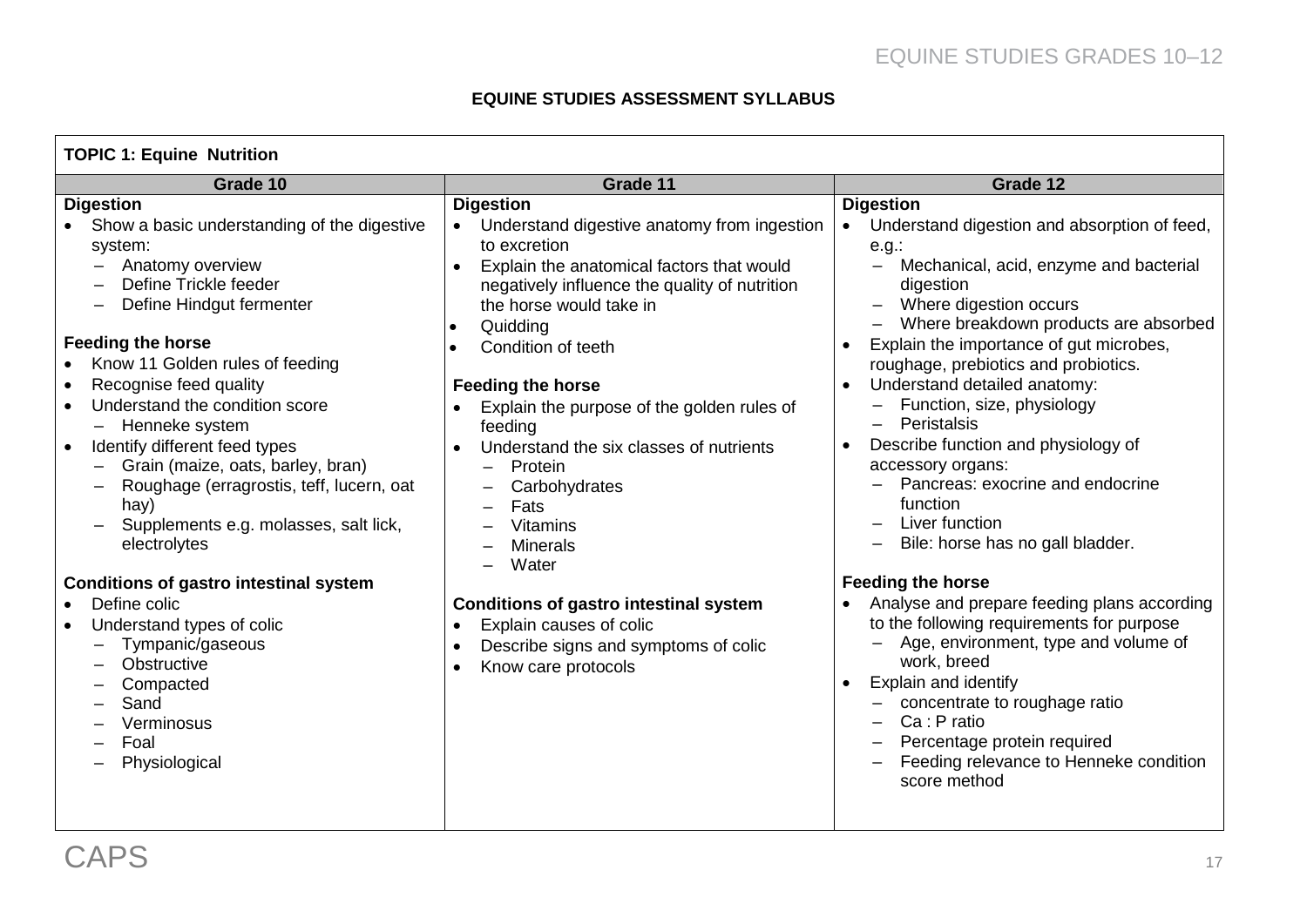**EQUINE STUDIES ASSESSMENT SYLLABUS**

| TOPIC 1: Equine Nutrition | | |
|---|---|---|
| **Grade 10** | **Grade 11** | **Grade 12** |
| **Digestion**<br>• Show a basic understanding of the digestive system:<br>– Anatomy overview<br>– Define Trickle feeder<br>– Define Hindgut fermenter<br><br>**Feeding the horse**<br>• Know 11 Golden rules of feeding<br>• Recognise feed quality<br>• Understand the condition score<br>– Henneke system<br>• Identify different feed types<br>– Grain (maize, oats, barley, bran)<br>– Roughage (erragrostis, teff, lucern, oat hay)<br>– Supplements e.g. molasses, salt lick, electrolytes<br><br>**Conditions of gastro intestinal system**<br>• Define colic<br>• Understand types of colic<br>– Tympanic/gaseous<br>– Obstructive<br>– Compacted<br>– Sand<br>– Verminosus<br>– Foal<br>– Physiological | **Digestion**<br>• Understand digestive anatomy from ingestion to excretion<br>• Explain the anatomical factors that would negatively influence the quality of nutrition the horse would take in<br>• Quidding<br>• Condition of teeth<br><br>**Feeding the horse**<br>• Explain the purpose of the golden rules of feeding<br>• Understand the six classes of nutrients<br>– Protein<br>– Carbohydrates<br>– Fats<br>– Vitamins<br>– Minerals<br>– Water<br><br>**Conditions of gastro intestinal system**<br>• Explain causes of colic<br>• Describe signs and symptoms of colic<br>• Know care protocols | **Digestion**<br>• Understand digestion and absorption of feed, e.g.:<br>– Mechanical, acid, enzyme and bacterial digestion<br>– Where digestion occurs<br>– Where breakdown products are absorbed<br>• Explain the importance of gut microbes, roughage, prebiotics and probiotics.<br>• Understand detailed anatomy:<br>– Function, size, physiology<br>– Peristalsis<br>• Describe function and physiology of accessory organs:<br>– Pancreas: exocrine and endocrine function<br>– Liver function<br>– Bile: horse has no gall bladder.<br><br>**Feeding the horse**<br>• Analyse and prepare feeding plans according to the following requirements for purpose<br>– Age, environment, type and volume of work, breed<br>• Explain and identify<br>– concentrate to roughage ratio<br>– Ca : P ratio<br>– Percentage protein required<br>– Feeding relevance to Henneke condition score method |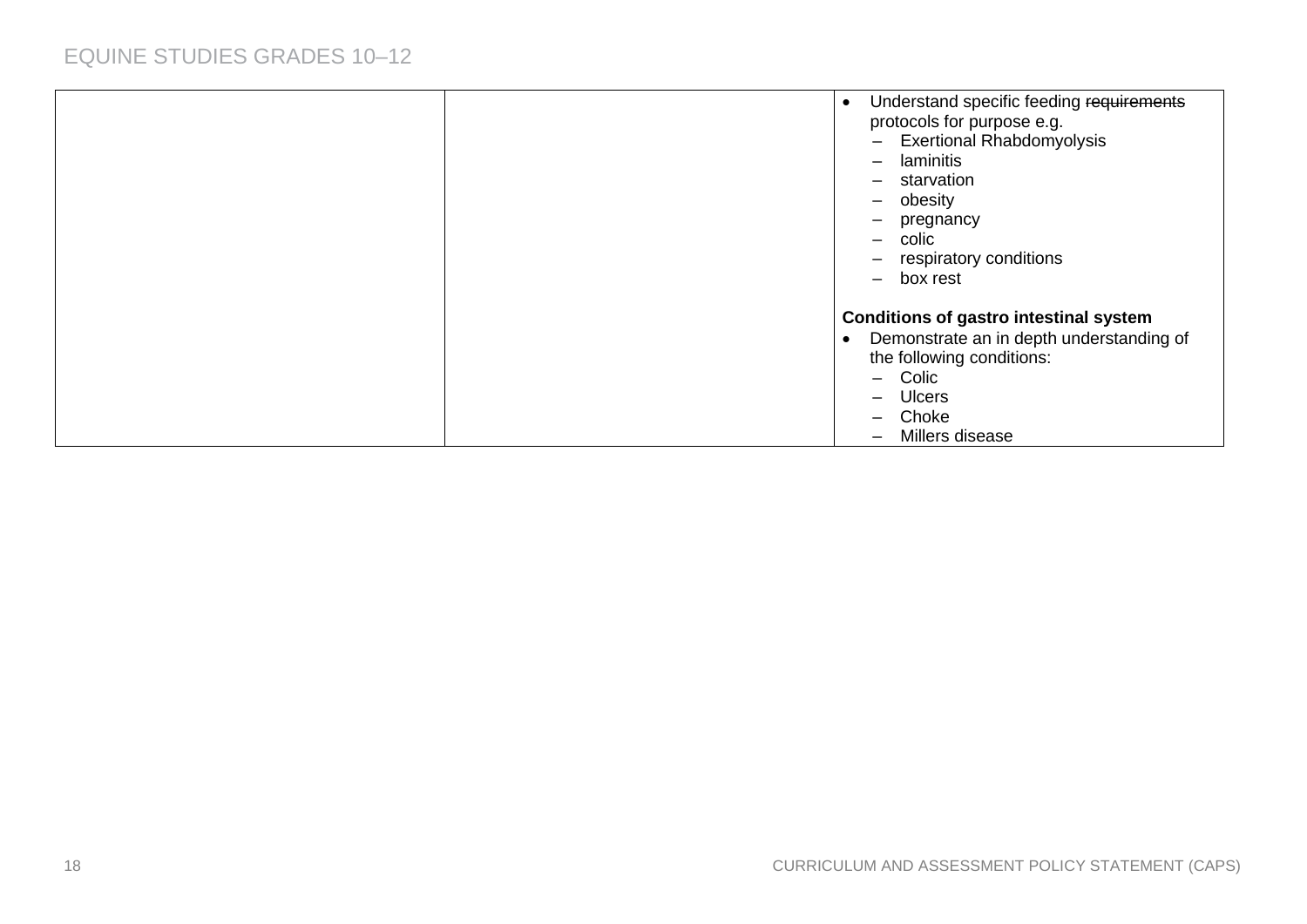|  |  |  |
|---|---|---|
|  |  | • Understand specific feeding ~~requirements~~ protocols for purpose e.g.<br>– Exertional Rhabdomyolysis<br>– laminitis<br>– starvation<br>– obesity<br>– pregnancy<br>– colic<br>– respiratory conditions<br>– box rest<br><br>**Conditions of gastro intestinal system**<br>• Demonstrate an in depth understanding of the following conditions:<br>– Colic<br>– Ulcers<br>– Choke<br>– Millers disease |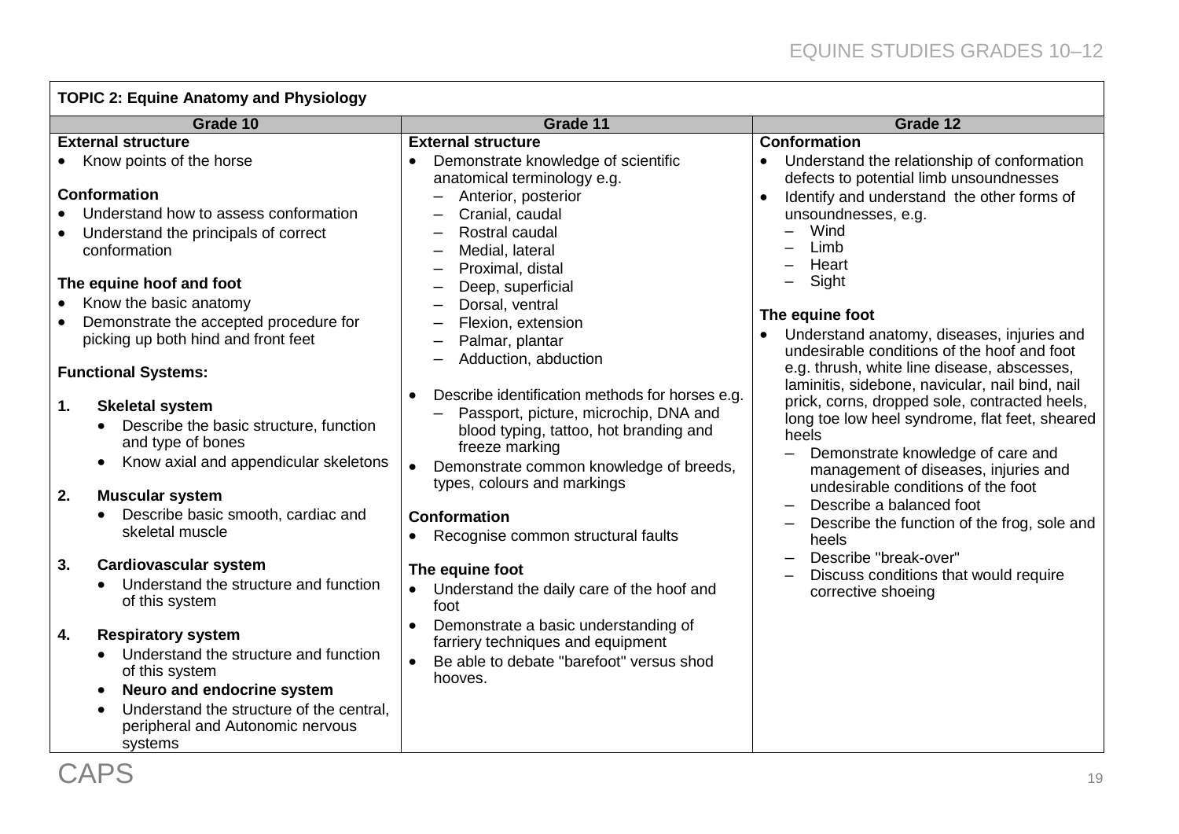| TOPIC 2: Equine Anatomy and Physiology | | |
|---|---|---|
| **Grade 10** | **Grade 11** | **Grade 12** |
| **External structure**<br>• Know points of the horse<br><br>**Conformation**<br>• Understand how to assess conformation<br>• Understand the principals of correct conformation<br><br>**The equine hoof and foot**<br>• Know the basic anatomy<br>• Demonstrate the accepted procedure for picking up both hind and front feet<br><br>**Functional Systems:**<br><br>**1. Skeletal system**<br>• Describe the basic structure, function and type of bones<br>• Know axial and appendicular skeletons<br><br>**2. Muscular system**<br>• Describe basic smooth, cardiac and skeletal muscle<br><br>**3. Cardiovascular system**<br>• Understand the structure and function of this system<br><br>**4. Respiratory system**<br>• Understand the structure and function of this system<br>• **Neuro and endocrine system**<br>• Understand the structure of the central, peripheral and Autonomic nervous systems | **External structure**<br>• Demonstrate knowledge of scientific anatomical terminology e.g.<br>– Anterior, posterior<br>– Cranial, caudal<br>– Rostral caudal<br>– Medial, lateral<br>– Proximal, distal<br>– Deep, superficial<br>– Dorsal, ventral<br>– Flexion, extension<br>– Palmar, plantar<br>– Adduction, abduction<br><br>• Describe identification methods for horses e.g.<br>– Passport, picture, microchip, DNA and blood typing, tattoo, hot branding and freeze marking<br>• Demonstrate common knowledge of breeds, types, colours and markings<br><br>**Conformation**<br>• Recognise common structural faults<br><br>**The equine foot**<br>• Understand the daily care of the hoof and foot<br>• Demonstrate a basic understanding of farriery techniques and equipment<br>• Be able to debate "barefoot" versus shod hooves. | **Conformation**<br>• Understand the relationship of conformation defects to potential limb unsoundnesses<br>• Identify and understand the other forms of unsoundnesses, e.g.<br>– Wind<br>– Limb<br>– Heart<br>– Sight<br><br>**The equine foot**<br>• Understand anatomy, diseases, injuries and undesirable conditions of the hoof and foot e.g. thrush, white line disease, abscesses, laminitis, sidebone, navicular, nail bind, nail prick, corns, dropped sole, contracted heels, long toe low heel syndrome, flat feet, sheared heels<br>– Demonstrate knowledge of care and management of diseases, injuries and undesirable conditions of the foot<br>– Describe a balanced foot<br>– Describe the function of the frog, sole and heels<br>– Describe "break-over"<br>– Discuss conditions that would require corrective shoeing |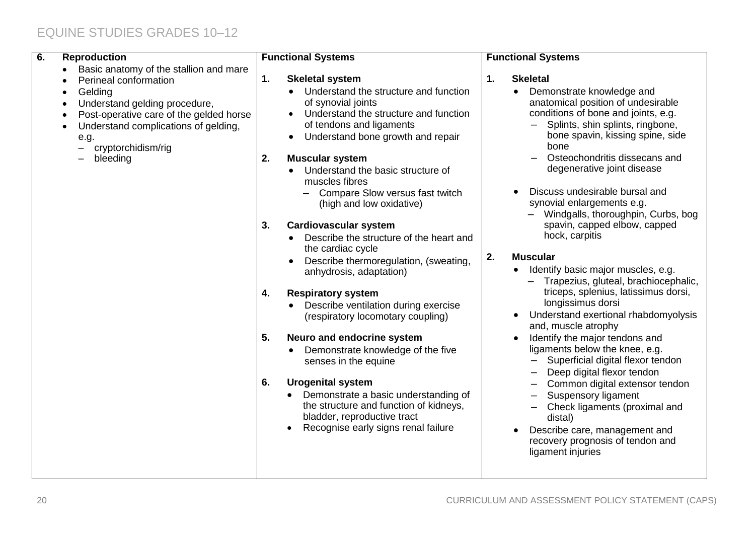| 6. **Reproduction** | **Functional Systems** | **Functional Systems** |
|---|---|---|
| • Basic anatomy of the stallion and mare<br>• Perineal conformation<br>• Gelding<br>• Understand gelding procedure,<br>• Post-operative care of the gelded horse<br>• Understand complications of gelding, e.g.<br>  – cryptorchidism/rig<br>  – bleeding | **1. Skeletal system**<br>• Understand the structure and function of synovial joints<br>• Understand the structure and function of tendons and ligaments<br>• Understand bone growth and repair<br><br>**2. Muscular system**<br>• Understand the basic structure of muscles fibres<br>  – Compare Slow versus fast twitch (high and low oxidative)<br><br>**3. Cardiovascular system**<br>• Describe the structure of the heart and the cardiac cycle<br>• Describe thermoregulation, (sweating, anhydrosis, adaptation)<br><br>**4. Respiratory system**<br>• Describe ventilation during exercise (respiratory locomotary coupling)<br><br>**5. Neuro and endocrine system**<br>• Demonstrate knowledge of the five senses in the equine<br><br>**6. Urogenital system**<br>• Demonstrate a basic understanding of the structure and function of kidneys, bladder, reproductive tract<br>• Recognise early signs renal failure | **1. Skeletal**<br>• Demonstrate knowledge and anatomical position of undesirable conditions of bone and joints, e.g.<br>  – Splints, shin splints, ringbone, bone spavin, kissing spine, side bone<br>  – Osteochondritis dissecans and degenerative joint disease<br>• Discuss undesirable bursal and synovial enlargements e.g.<br>  – Windgalls, thoroughpin, Curbs, bog spavin, capped elbow, capped hock, carpitis<br><br>**2. Muscular**<br>• Identify basic major muscles, e.g.<br>  – Trapezius, gluteal, brachiocephalic, triceps, splenius, latissimus dorsi, longissimus dorsi<br>• Understand exertional rhabdomyolysis and, muscle atrophy<br>• Identify the major tendons and ligaments below the knee, e.g.<br>  – Superficial digital flexor tendon<br>  – Deep digital flexor tendon<br>  – Common digital extensor tendon<br>  – Suspensory ligament<br>  – Check ligaments (proximal and distal)<br>• Describe care, management and recovery prognosis of tendon and ligament injuries |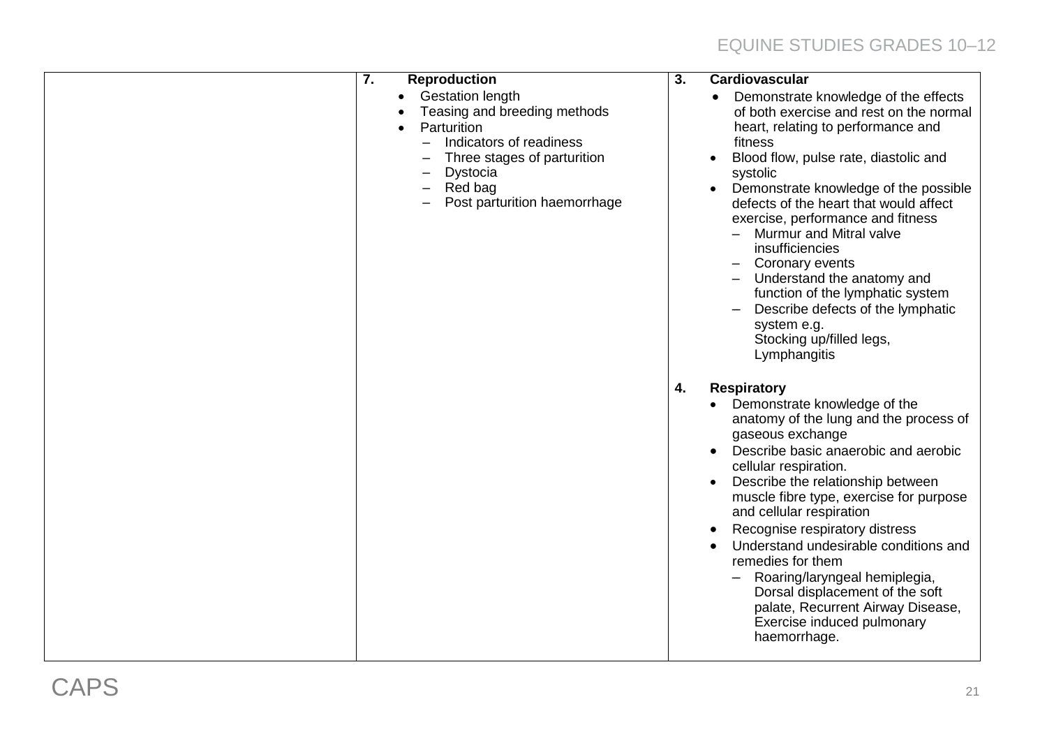| | | |
|---|---|---|
| | **7. Reproduction**<br>• Gestation length<br>• Teasing and breeding methods<br>• Parturition<br>– Indicators of readiness<br>– Three stages of parturition<br>– Dystocia<br>– Red bag<br>– Post parturition haemorrhage | **3. Cardiovascular**<br>• Demonstrate knowledge of the effects of both exercise and rest on the normal heart, relating to performance and fitness<br>• Blood flow, pulse rate, diastolic and systolic<br>• Demonstrate knowledge of the possible defects of the heart that would affect exercise, performance and fitness<br>– Murmur and Mitral valve insufficiencies<br>– Coronary events<br>– Understand the anatomy and function of the lymphatic system<br>– Describe defects of the lymphatic system e.g. Stocking up/filled legs, Lymphangitis<br><br>**4. Respiratory**<br>• Demonstrate knowledge of the anatomy of the lung and the process of gaseous exchange<br>• Describe basic anaerobic and aerobic cellular respiration.<br>• Describe the relationship between muscle fibre type, exercise for purpose and cellular respiration<br>• Recognise respiratory distress<br>• Understand undesirable conditions and remedies for them<br>– Roaring/laryngeal hemiplegia, Dorsal displacement of the soft palate, Recurrent Airway Disease, Exercise induced pulmonary haemorrhage. |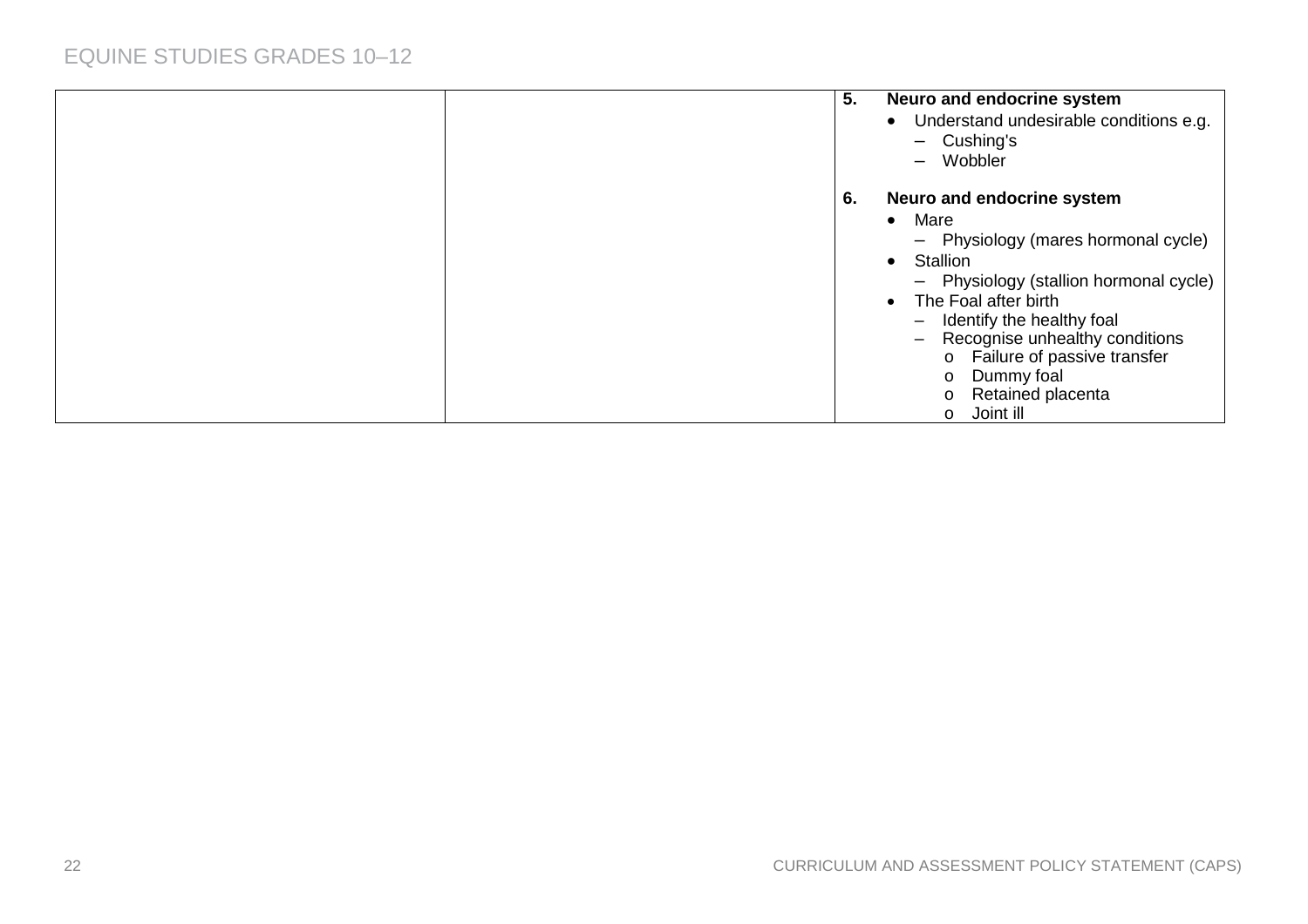| | | |
|---|---|---|
| | | **5. Neuro and endocrine system**<br>• Understand undesirable conditions e.g.<br>– Cushing's<br>– Wobbler<br><br>**6. Neuro and endocrine system**<br>• Mare<br>– Physiology (mares hormonal cycle)<br>• Stallion<br>– Physiology (stallion hormonal cycle)<br>• The Foal after birth<br>– Identify the healthy foal<br>– Recognise unhealthy conditions<br>o Failure of passive transfer<br>o Dummy foal<br>o Retained placenta<br>o Joint ill |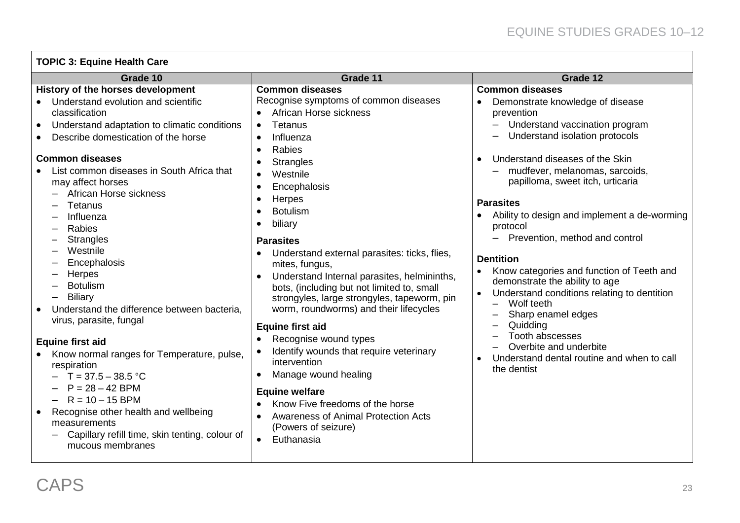| TOPIC 3: Equine Health Care | | |
|---|---|---|
| **Grade 10** | **Grade 11** | **Grade 12** |
| **History of the horses development**<br>• Understand evolution and scientific classification<br>• Understand adaptation to climatic conditions<br>• Describe domestication of the horse<br><br>**Common diseases**<br>• List common diseases in South Africa that may affect horses<br>– African Horse sickness<br>– Tetanus<br>– Influenza<br>– Rabies<br>– Strangles<br>– Westnile<br>– Encephalosis<br>– Herpes<br>– Botulism<br>– Biliary<br>• Understand the difference between bacteria, virus, parasite, fungal<br><br>**Equine first aid**<br>• Know normal ranges for Temperature, pulse, respiration<br>– T = 37.5 – 38.5 °C<br>– P = 28 – 42 BPM<br>– R = 10 – 15 BPM<br>• Recognise other health and wellbeing measurements<br>– Capillary refill time, skin tenting, colour of mucous membranes | **Common diseases**<br>Recognise symptoms of common diseases<br>• African Horse sickness<br>• Tetanus<br>• Influenza<br>• Rabies<br>• Strangles<br>• Westnile<br>• Encephalosis<br>• Herpes<br>• Botulism<br>• biliary<br><br>**Parasites**<br>• Understand external parasites: ticks, flies, mites, fungus,<br>• Understand Internal parasites, helmininths, bots, (including but not limited to, small strongyles, large strongyles, tapeworm, pin worm, roundworms) and their lifecycles<br><br>**Equine first aid**<br>• Recognise wound types<br>• Identify wounds that require veterinary intervention<br>• Manage wound healing<br><br>**Equine welfare**<br>• Know Five freedoms of the horse<br>• Awareness of Animal Protection Acts (Powers of seizure)<br>• Euthanasia | **Common diseases**<br>• Demonstrate knowledge of disease prevention<br>– Understand vaccination program<br>– Understand isolation protocols<br><br>• Understand diseases of the Skin<br>– mudfever, melanomas, sarcoids, papilloma, sweet itch, urticaria<br><br>**Parasites**<br>• Ability to design and implement a de-worming protocol<br>– Prevention, method and control<br><br>**Dentition**<br>• Know categories and function of Teeth and demonstrate the ability to age<br>• Understand conditions relating to dentition<br>– Wolf teeth<br>– Sharp enamel edges<br>– Quidding<br>– Tooth abscesses<br>– Overbite and underbite<br>• Understand dental routine and when to call the dentist |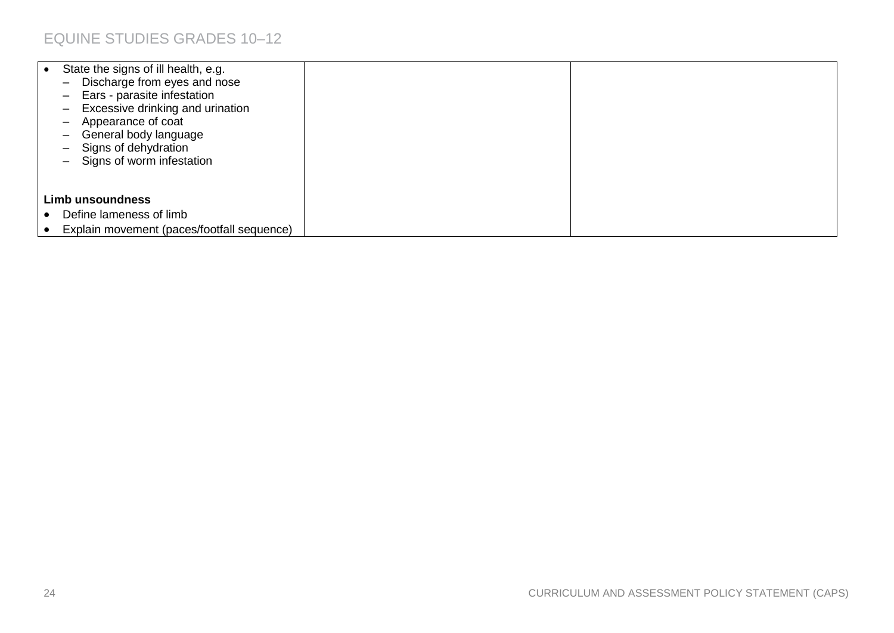| | | |
|---|---|---|
| • State the signs of ill health, e.g.<br>– Discharge from eyes and nose<br>– Ears - parasite infestation<br>– Excessive drinking and urination<br>– Appearance of coat<br>– General body language<br>– Signs of dehydration<br>– Signs of worm infestation<br><br>**Limb unsoundness**<br>• Define lameness of limb<br>• Explain movement (paces/footfall sequence) | | |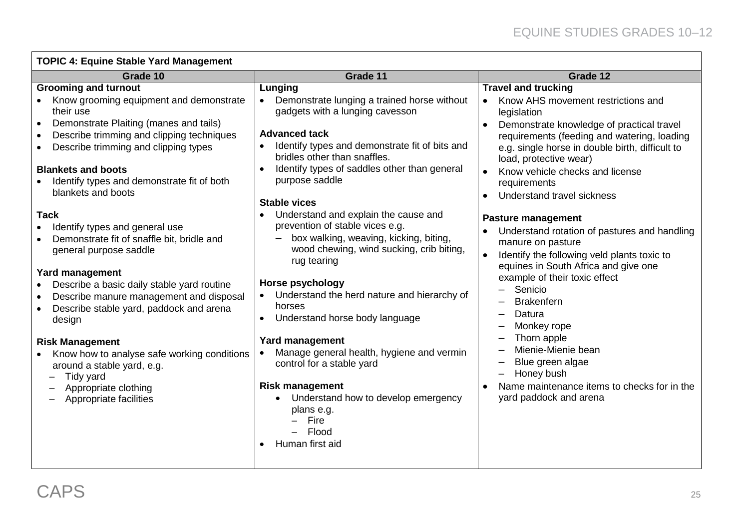| TOPIC 4: Equine Stable Yard Management | | |
|---|---|---|
| **Grade 10** | **Grade 11** | **Grade 12** |
| **Grooming and turnout**<br>• Know grooming equipment and demonstrate their use<br>• Demonstrate Plaiting (manes and tails)<br>• Describe trimming and clipping techniques<br>• Describe trimming and clipping types<br><br>**Blankets and boots**<br>• Identify types and demonstrate fit of both blankets and boots<br><br>**Tack**<br>• Identify types and general use<br>• Demonstrate fit of snaffle bit, bridle and general purpose saddle<br><br>**Yard management**<br>• Describe a basic daily stable yard routine<br>• Describe manure management and disposal<br>• Describe stable yard, paddock and arena design<br><br>**Risk Management**<br>• Know how to analyse safe working conditions around a stable yard, e.g.<br>– Tidy yard<br>– Appropriate clothing<br>– Appropriate facilities | **Lunging**<br>• Demonstrate lunging a trained horse without gadgets with a lunging cavesson<br><br>**Advanced tack**<br>• Identify types and demonstrate fit of bits and bridles other than snaffles.<br>• Identify types of saddles other than general purpose saddle<br><br>**Stable vices**<br>• Understand and explain the cause and prevention of stable vices e.g.<br>– box walking, weaving, kicking, biting, wood chewing, wind sucking, crib biting, rug tearing<br><br>**Horse psychology**<br>• Understand the herd nature and hierarchy of horses<br>• Understand horse body language<br><br>**Yard management**<br>• Manage general health, hygiene and vermin control for a stable yard<br><br>**Risk management**<br>• Understand how to develop emergency plans e.g.<br>– Fire<br>– Flood<br>• Human first aid | **Travel and trucking**<br>• Know AHS movement restrictions and legislation<br>• Demonstrate knowledge of practical travel requirements (feeding and watering, loading e.g. single horse in double birth, difficult to load, protective wear)<br>• Know vehicle checks and license requirements<br>• Understand travel sickness<br><br>**Pasture management**<br>• Understand rotation of pastures and handling manure on pasture<br>• Identify the following veld plants toxic to equines in South Africa and give one example of their toxic effect<br>– Senicio<br>– Brakenfern<br>– Datura<br>– Monkey rope<br>– Thorn apple<br>– Mienie-Mienie bean<br>– Blue green algae<br>– Honey bush<br>• Name maintenance items to checks for in the yard paddock and arena |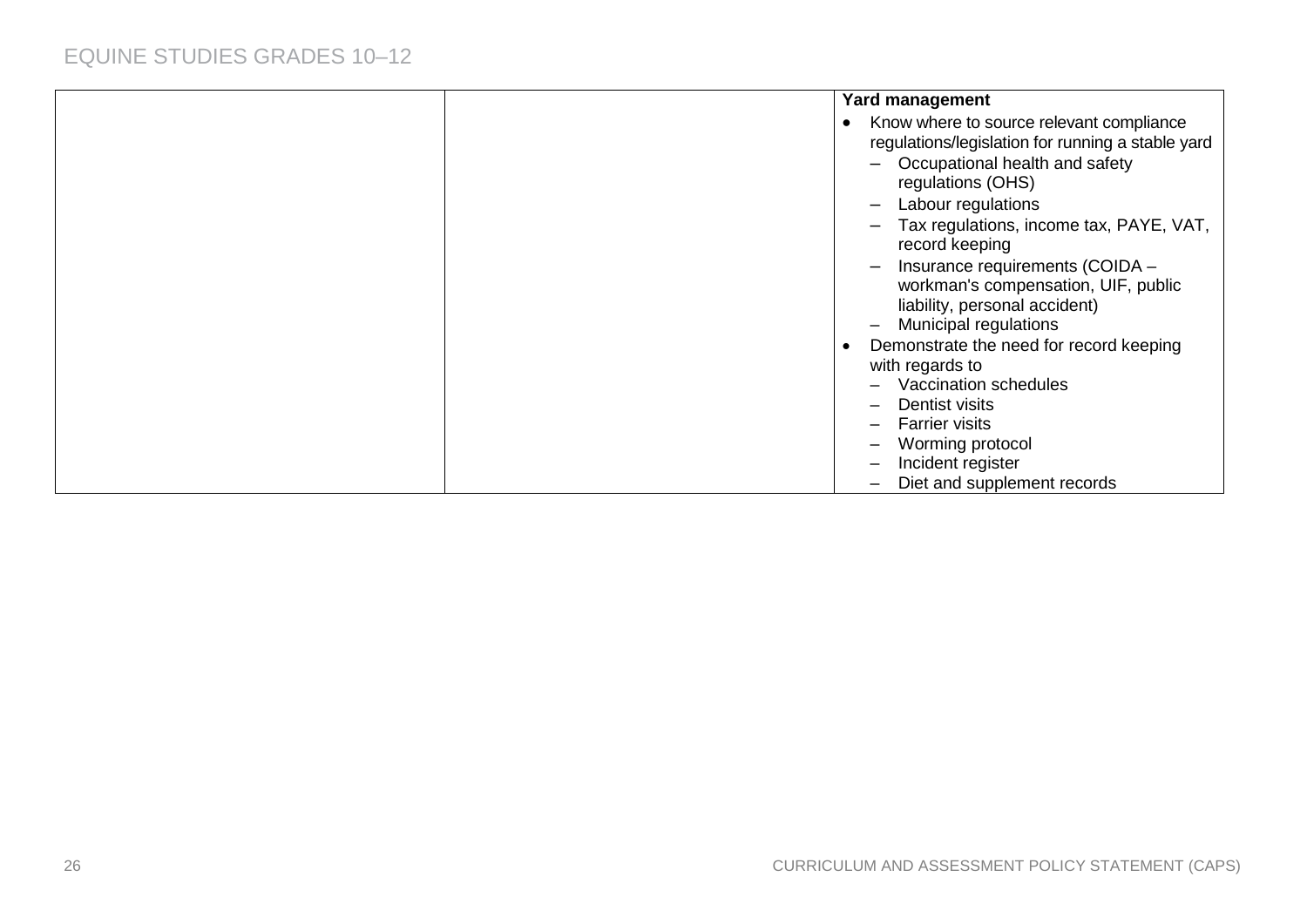| | | **Yard management**<br>• Know where to source relevant compliance regulations/legislation for running a stable yard<br>– Occupational health and safety regulations (OHS)<br>– Labour regulations<br>– Tax regulations, income tax, PAYE, VAT, record keeping<br>– Insurance requirements (COIDA – workman's compensation, UIF, public liability, personal accident)<br>– Municipal regulations<br>• Demonstrate the need for record keeping with regards to<br>– Vaccination schedules<br>– Dentist visits<br>– Farrier visits<br>– Worming protocol<br>– Incident register<br>– Diet and supplement records |
|---|---|---|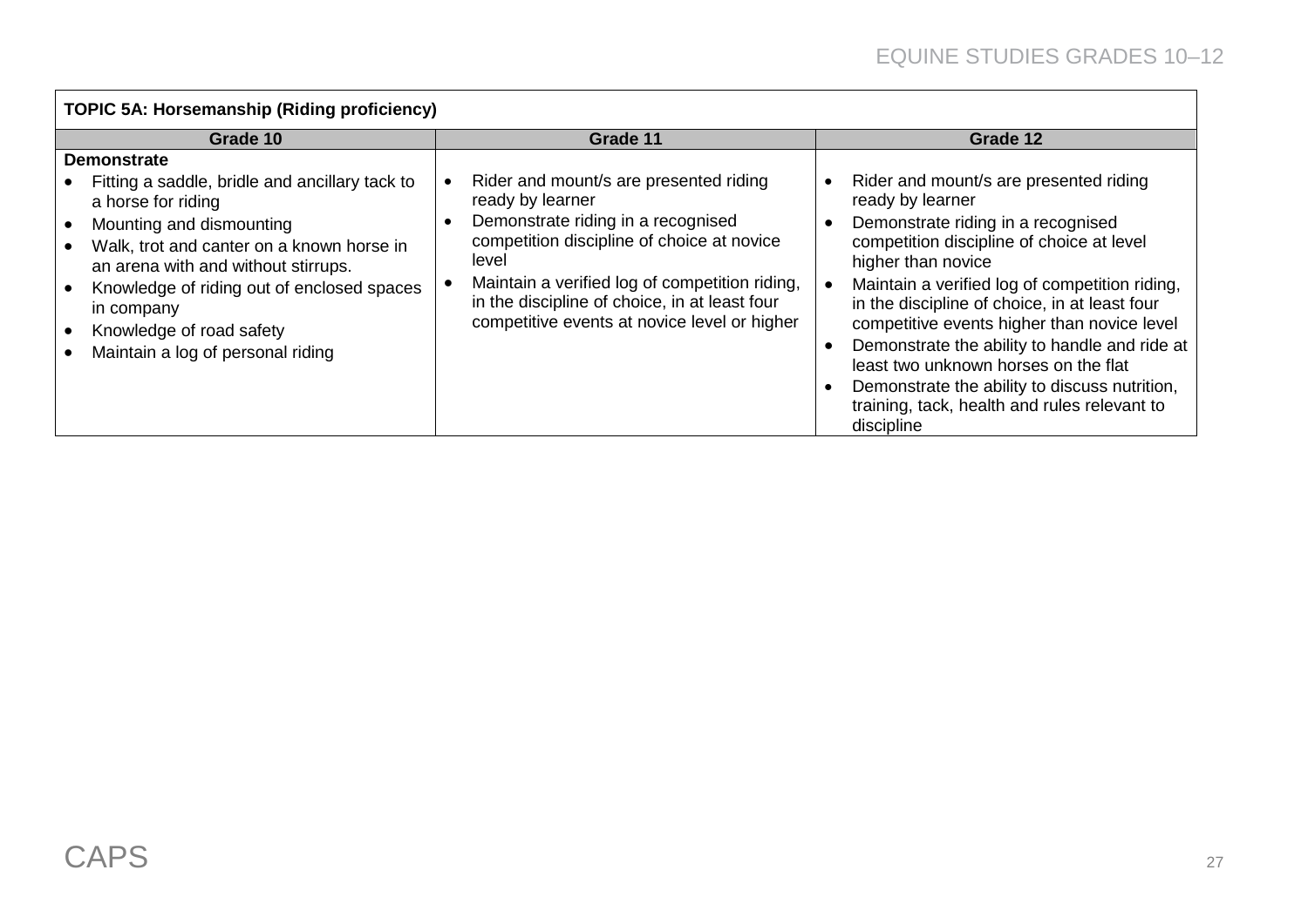| TOPIC 5A: Horsemanship (Riding proficiency) | | |
|---|---|---|
| **Grade 10** | **Grade 11** | **Grade 12** |
| **Demonstrate**<br>• Fitting a saddle, bridle and ancillary tack to a horse for riding<br>• Mounting and dismounting<br>• Walk, trot and canter on a known horse in an arena with and without stirrups.<br>• Knowledge of riding out of enclosed spaces in company<br>• Knowledge of road safety<br>• Maintain a log of personal riding | • Rider and mount/s are presented riding ready by learner<br>• Demonstrate riding in a recognised competition discipline of choice at novice level<br>• Maintain a verified log of competition riding, in the discipline of choice, in at least four competitive events at novice level or higher | • Rider and mount/s are presented riding ready by learner<br>• Demonstrate riding in a recognised competition discipline of choice at level higher than novice<br>• Maintain a verified log of competition riding, in the discipline of choice, in at least four competitive events higher than novice level<br>• Demonstrate the ability to handle and ride at least two unknown horses on the flat<br>• Demonstrate the ability to discuss nutrition, training, tack, health and rules relevant to discipline |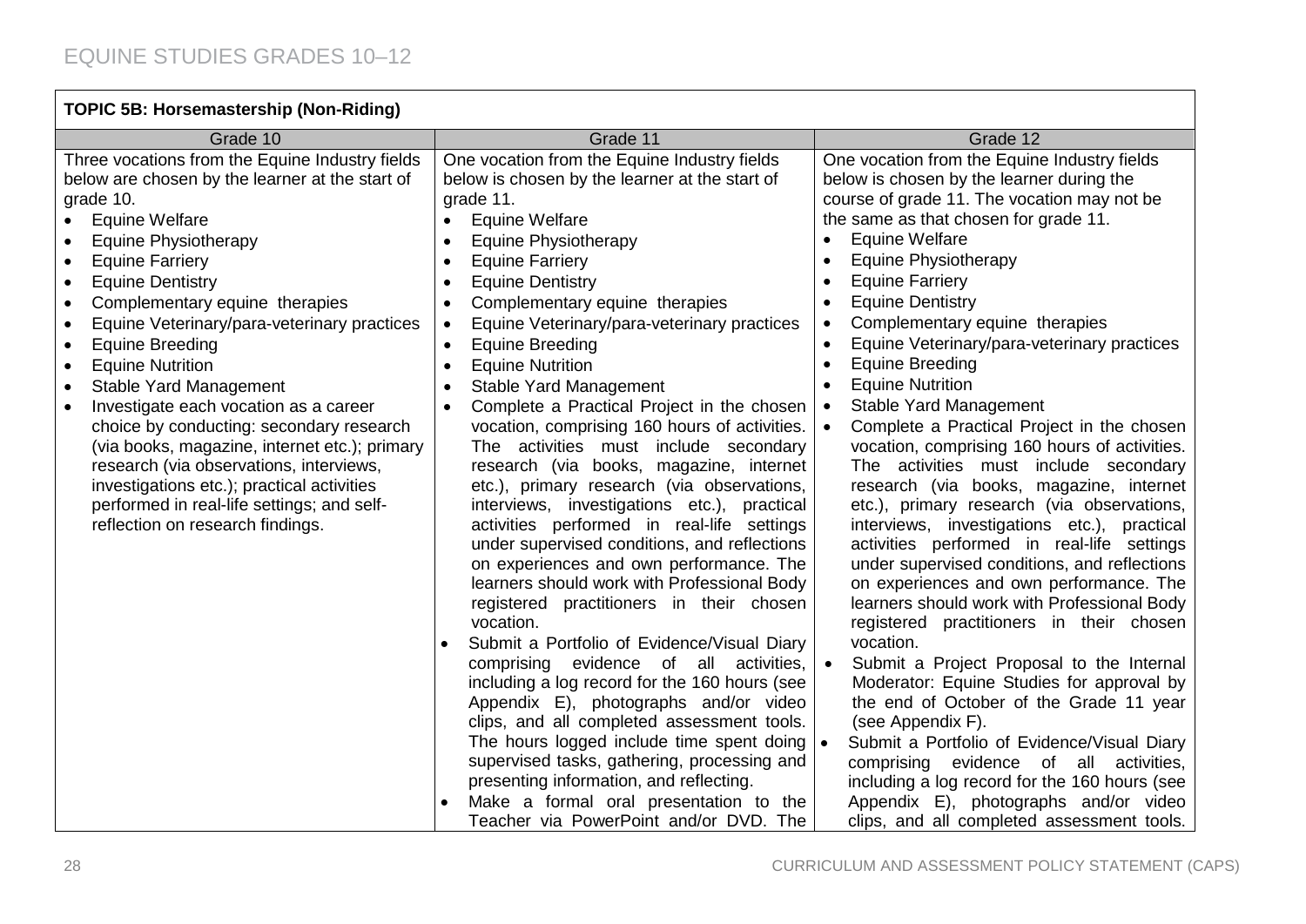| **TOPIC 5B: Horsemastership (Non-Riding)** | | |
|---|---|---|
| Grade 10 | Grade 11 | Grade 12 |
| Three vocations from the Equine Industry fields below are chosen by the learner at the start of grade 10.<br>• Equine Welfare<br>• Equine Physiotherapy<br>• Equine Farriery<br>• Equine Dentistry<br>• Complementary equine therapies<br>• Equine Veterinary/para-veterinary practices<br>• Equine Breeding<br>• Equine Nutrition<br>• Stable Yard Management<br>• Investigate each vocation as a career choice by conducting: secondary research (via books, magazine, internet etc.); primary research (via observations, interviews, investigations etc.); practical activities performed in real-life settings; and self-reflection on research findings. | One vocation from the Equine Industry fields below is chosen by the learner at the start of grade 11.<br>• Equine Welfare<br>• Equine Physiotherapy<br>• Equine Farriery<br>• Equine Dentistry<br>• Complementary equine therapies<br>• Equine Veterinary/para-veterinary practices<br>• Equine Breeding<br>• Equine Nutrition<br>• Stable Yard Management<br>• Complete a Practical Project in the chosen vocation, comprising 160 hours of activities. The activities must include secondary research (via books, magazine, internet etc.), primary research (via observations, interviews, investigations etc.), practical activities performed in real-life settings under supervised conditions, and reflections on experiences and own performance. The learners should work with Professional Body registered practitioners in their chosen vocation.<br>• Submit a Portfolio of Evidence/Visual Diary comprising evidence of all activities, including a log record for the 160 hours (see Appendix E), photographs and/or video clips, and all completed assessment tools. The hours logged include time spent doing supervised tasks, gathering, processing and presenting information, and reflecting.<br>• Make a formal oral presentation to the Teacher via PowerPoint and/or DVD. The | One vocation from the Equine Industry fields below is chosen by the learner during the course of grade 11. The vocation may not be the same as that chosen for grade 11.<br>• Equine Welfare<br>• Equine Physiotherapy<br>• Equine Farriery<br>• Equine Dentistry<br>• Complementary equine therapies<br>• Equine Veterinary/para-veterinary practices<br>• Equine Breeding<br>• Equine Nutrition<br>• Stable Yard Management<br>• Complete a Practical Project in the chosen vocation, comprising 160 hours of activities. The activities must include secondary research (via books, magazine, internet etc.), primary research (via observations, interviews, investigations etc.), practical activities performed in real-life settings under supervised conditions, and reflections on experiences and own performance. The learners should work with Professional Body registered practitioners in their chosen vocation.<br>• Submit a Project Proposal to the Internal Moderator: Equine Studies for approval by the end of October of the Grade 11 year (see Appendix F).<br>• Submit a Portfolio of Evidence/Visual Diary comprising evidence of all activities, including a log record for the 160 hours (see Appendix E), photographs and/or video clips, and all completed assessment tools. |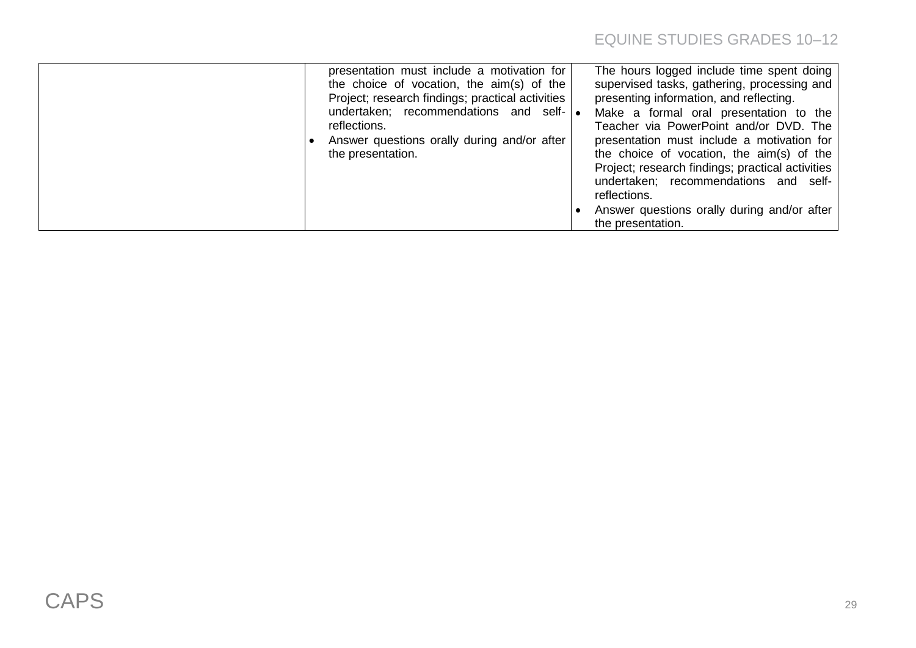| | | |
|---|---|---|
| | presentation must include a motivation for the choice of vocation, the aim(s) of the Project; research findings; practical activities undertaken; recommendations and self-reflections.<br>• Answer questions orally during and/or after the presentation. | The hours logged include time spent doing supervised tasks, gathering, processing and presenting information, and reflecting.<br>• Make a formal oral presentation to the Teacher via PowerPoint and/or DVD. The presentation must include a motivation for the choice of vocation, the aim(s) of the Project; research findings; practical activities undertaken; recommendations and self-reflections.<br>• Answer questions orally during and/or after the presentation. |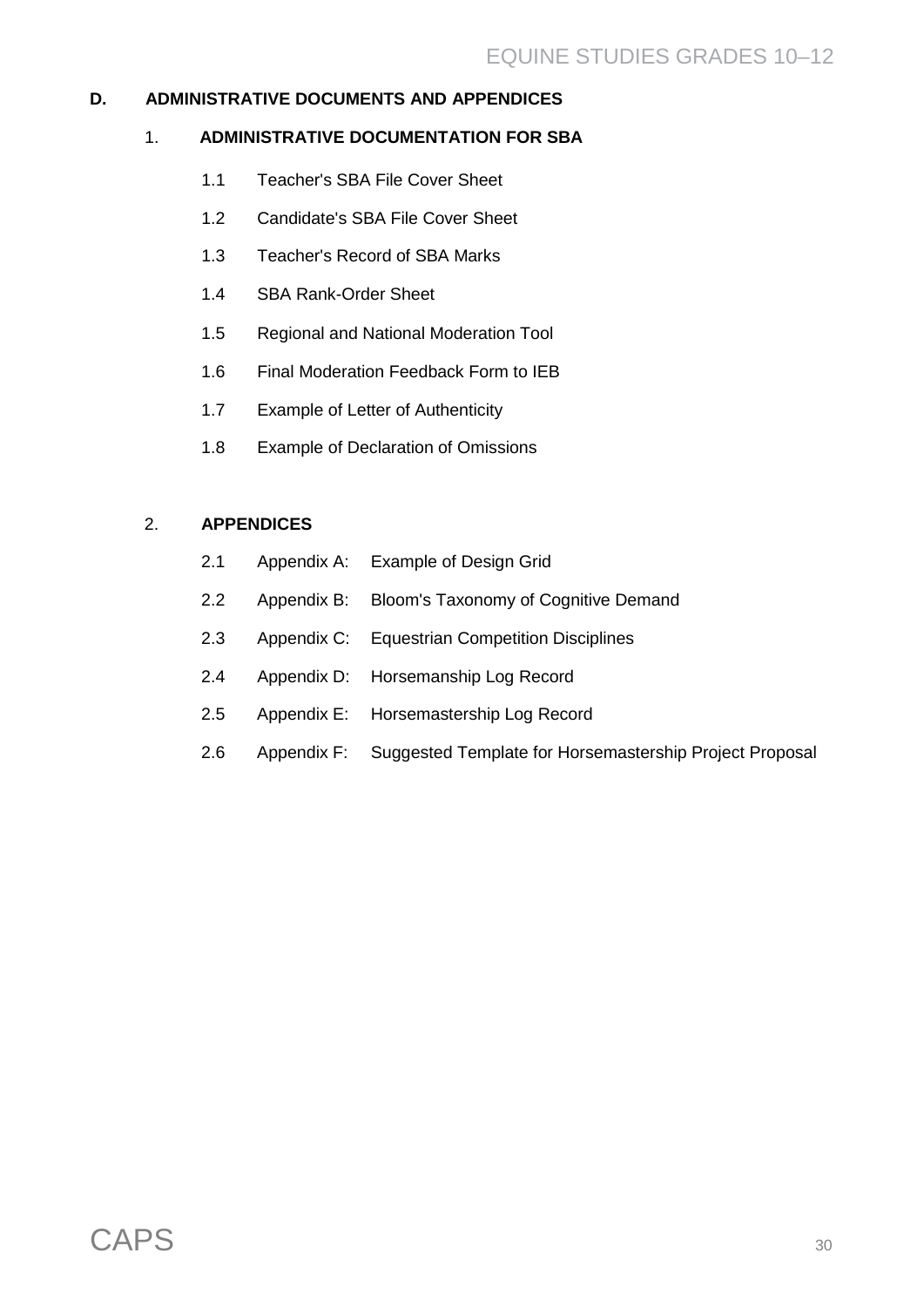## D. ADMINISTRATIVE DOCUMENTS AND APPENDICES

### 1. ADMINISTRATIVE DOCUMENTATION FOR SBA

1.1 Teacher's SBA File Cover Sheet

1.2 Candidate's SBA File Cover Sheet

1.3 Teacher's Record of SBA Marks

1.4 SBA Rank-Order Sheet

1.5 Regional and National Moderation Tool

1.6 Final Moderation Feedback Form to IEB

1.7 Example of Letter of Authenticity

1.8 Example of Declaration of Omissions

### 2. APPENDICES

2.1 Appendix A: Example of Design Grid

2.2 Appendix B: Bloom's Taxonomy of Cognitive Demand

2.3 Appendix C: Equestrian Competition Disciplines

2.4 Appendix D: Horsemanship Log Record

2.5 Appendix E: Horsemastership Log Record

2.6 Appendix F: Suggested Template for Horsemastership Project Proposal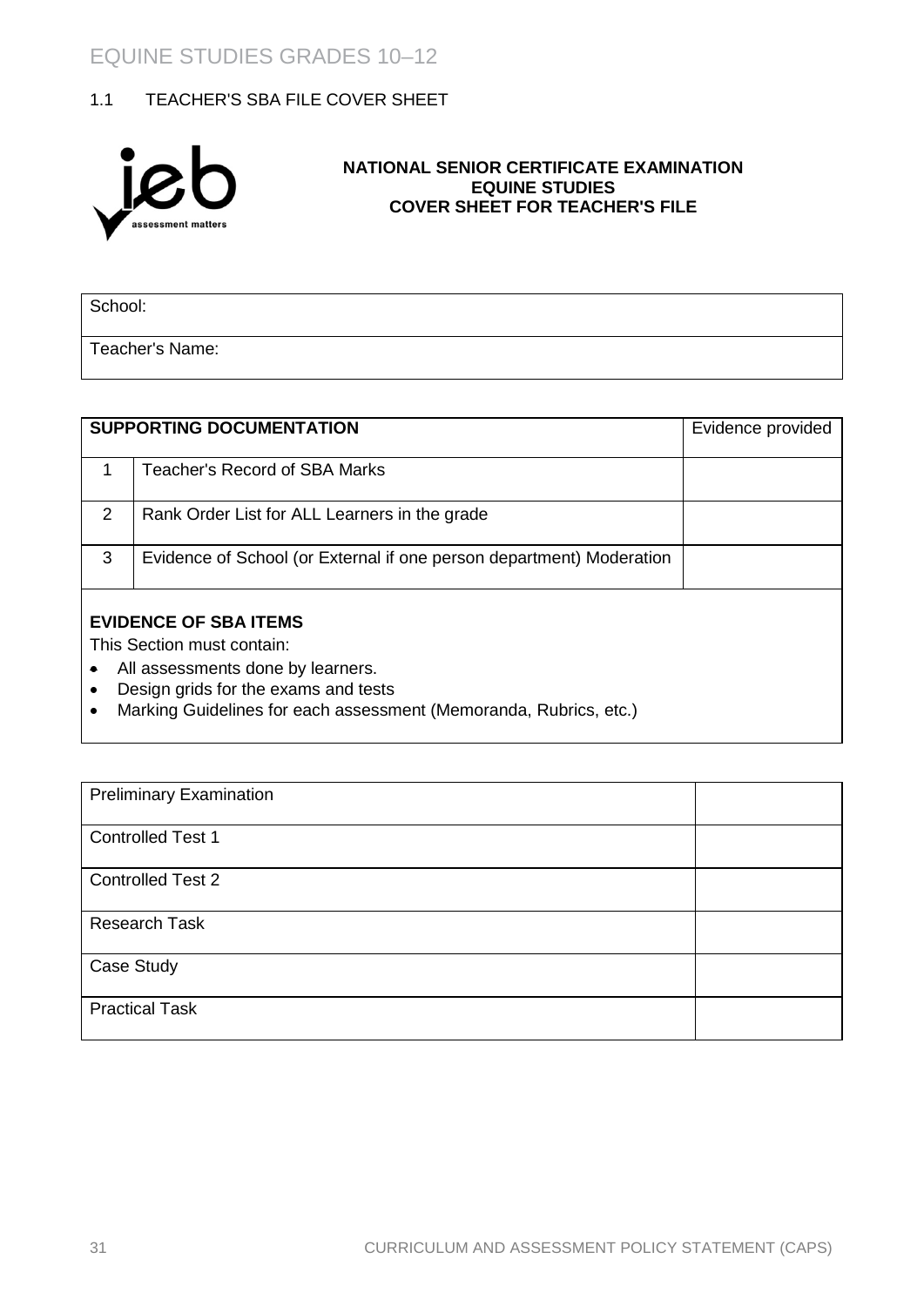## 1.1 TEACHER'S SBA FILE COVER SHEET

**NATIONAL SENIOR CERTIFICATE EXAMINATION**
**EQUINE STUDIES**
**COVER SHEET FOR TEACHER'S FILE**

| School: |
|---|
| Teacher's Name: |

| **SUPPORTING DOCUMENTATION** | | Evidence provided |
|---|---|---|
| 1 | Teacher's Record of SBA Marks | |
| 2 | Rank Order List for ALL Learners in the grade | |
| 3 | Evidence of School (or External if one person department) Moderation | |

**EVIDENCE OF SBA ITEMS**

This Section must contain:

- All assessments done by learners.
- Design grids for the exams and tests
- Marking Guidelines for each assessment (Memoranda, Rubrics, etc.)

| | |
|---|---|
| Preliminary Examination | |
| Controlled Test 1 | |
| Controlled Test 2 | |
| Research Task | |
| Case Study | |
| Practical Task | |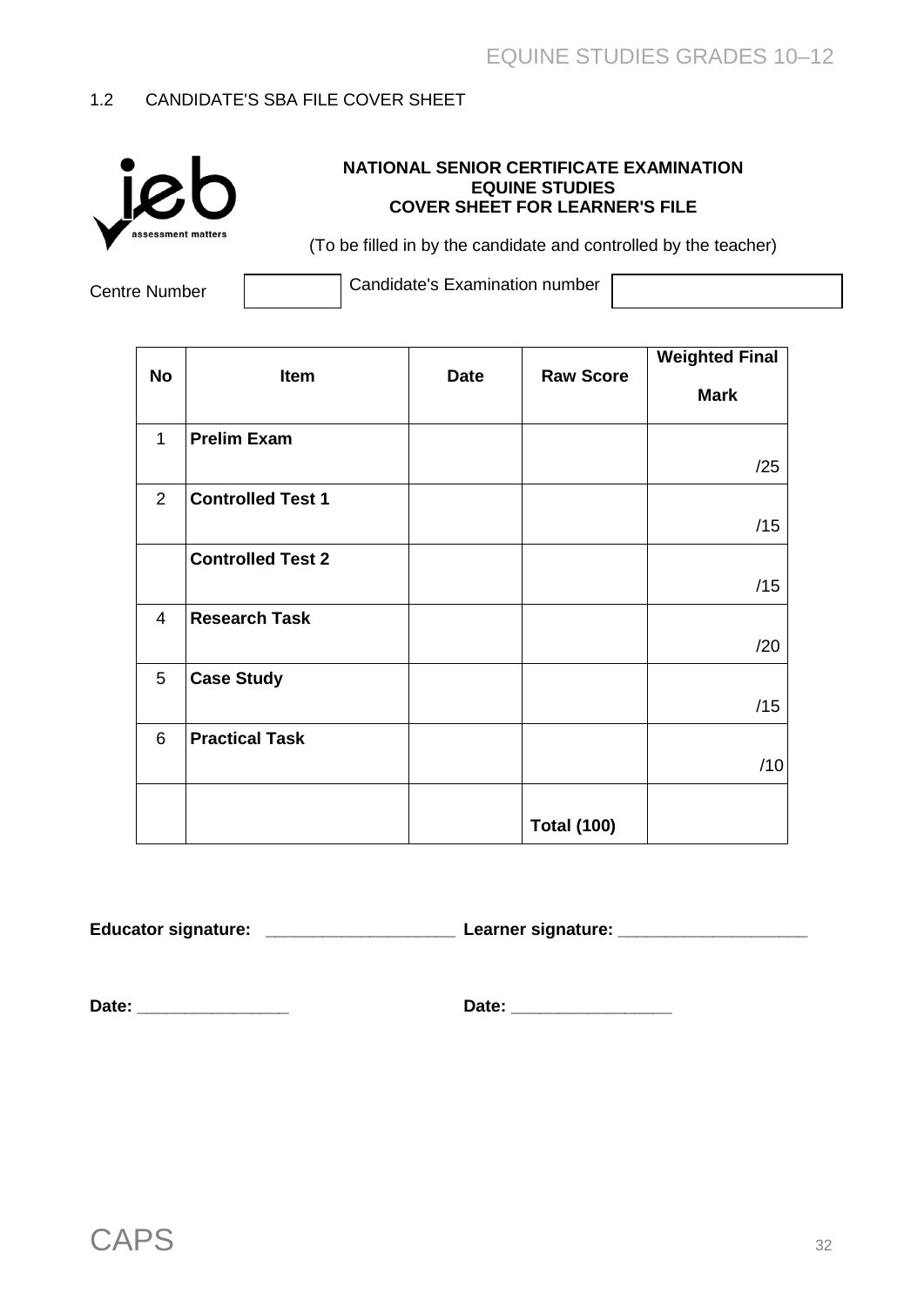## 1.2 CANDIDATE'S SBA FILE COVER SHEET

**NATIONAL SENIOR CERTIFICATE EXAMINATION**
**EQUINE STUDIES**
**COVER SHEET FOR LEARNER'S FILE**

(To be filled in by the candidate and controlled by the teacher)

Centre Number [ &nbsp; ] Candidate's Examination number [ &nbsp; ]

| No | Item | Date | Raw Score | Weighted Final Mark |
|---|---|---|---|---|
| 1 | **Prelim Exam** | | | /25 |
| 2 | **Controlled Test 1** | | | /15 |
| | **Controlled Test 2** | | | /15 |
| 4 | **Research Task** | | | /20 |
| 5 | **Case Study** | | | /15 |
| 6 | **Practical Task** | | | /10 |
| | | | **Total (100)** | |

**Educator signature:** ____________________ **Learner signature:** ____________________

**Date:** ________________ **Date:** ________________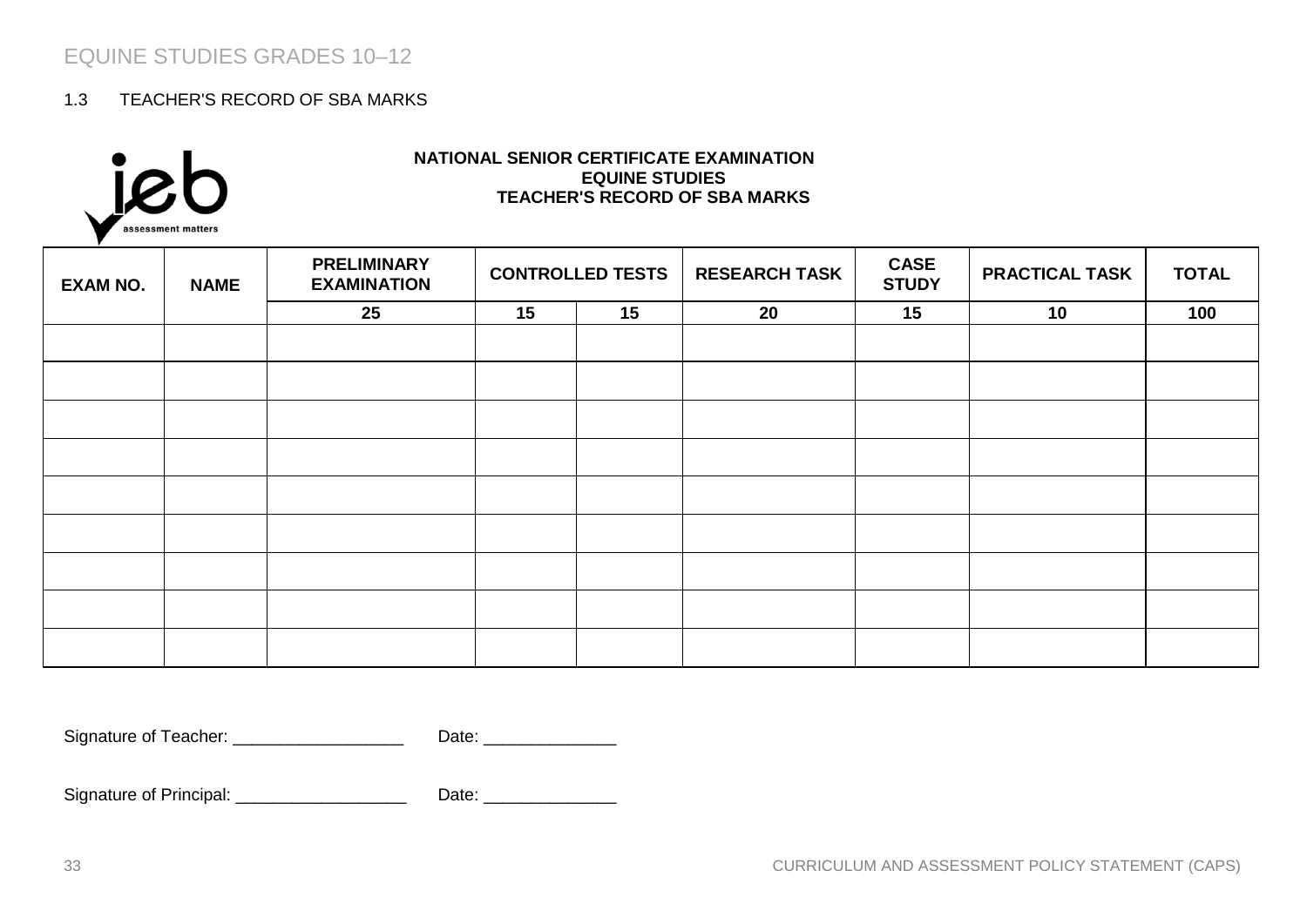## 1.3 TEACHER'S RECORD OF SBA MARKS

ieb assessment matters

**NATIONAL SENIOR CERTIFICATE EXAMINATION**
**EQUINE STUDIES**
**TEACHER'S RECORD OF SBA MARKS**

| EXAM NO. | NAME | PRELIMINARY EXAMINATION | CONTROLLED TESTS | | RESEARCH TASK | CASE STUDY | PRACTICAL TASK | TOTAL |
|---|---|---|---|---|---|---|---|---|
| | | 25 | 15 | 15 | 20 | 15 | 10 | 100 |
| | | | | | | | | |
| | | | | | | | | |
| | | | | | | | | |
| | | | | | | | | |
| | | | | | | | | |
| | | | | | | | | |
| | | | | | | | | |
| | | | | | | | | |
| | | | | | | | | |

Signature of Teacher: __________________ Date: ______________

Signature of Principal: __________________ Date: ______________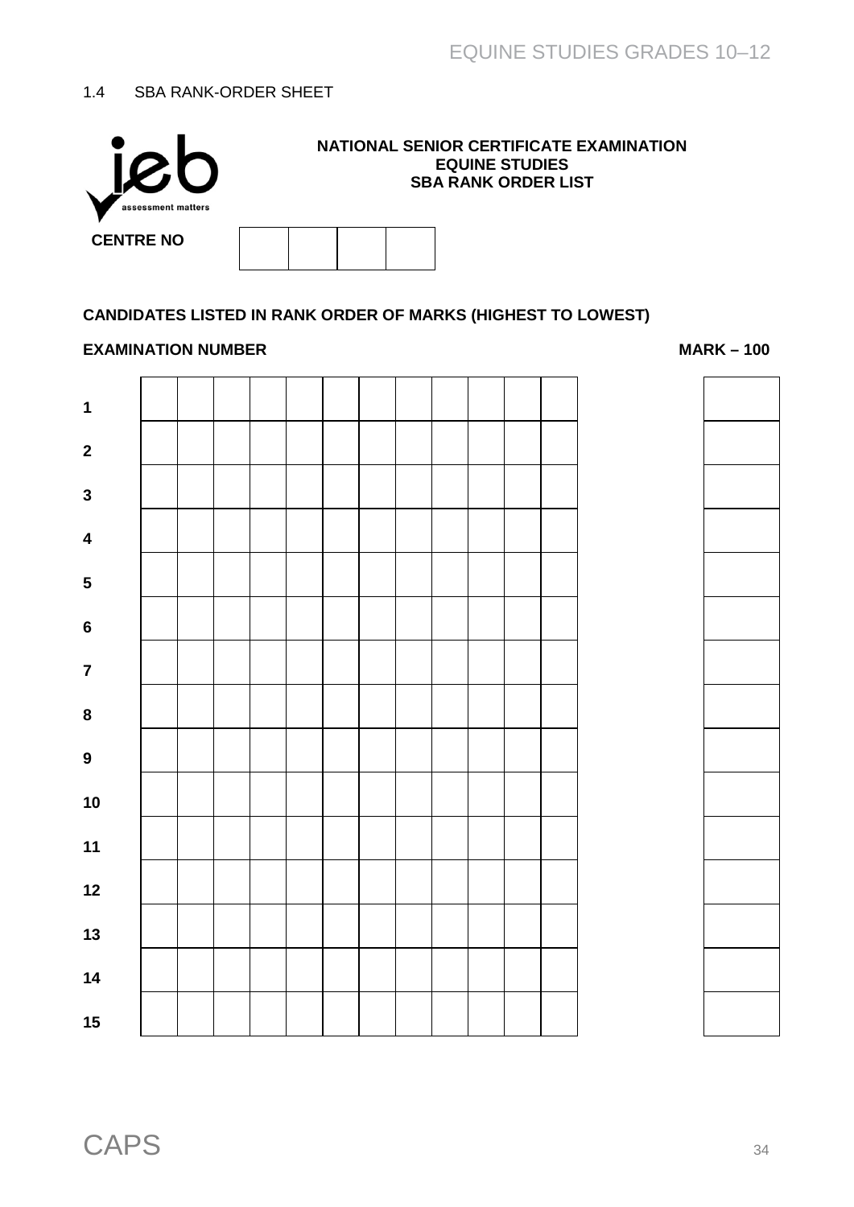1.4 SBA RANK-ORDER SHEET

**NATIONAL SENIOR CERTIFICATE EXAMINATION**
**EQUINE STUDIES**
**SBA RANK ORDER LIST**

**CENTRE NO**

| | | | |
|---|---|---|---|
| | | | |

**CANDIDATES LISTED IN RANK ORDER OF MARKS (HIGHEST TO LOWEST)**

| | EXAMINATION NUMBER | | | | | | | | | | | | MARK – 100 |
|---|---|---|---|---|---|---|---|---|---|---|---|---|---|
| **1** | | | | | | | | | | | | | |
| **2** | | | | | | | | | | | | | |
| **3** | | | | | | | | | | | | | |
| **4** | | | | | | | | | | | | | |
| **5** | | | | | | | | | | | | | |
| **6** | | | | | | | | | | | | | |
| **7** | | | | | | | | | | | | | |
| **8** | | | | | | | | | | | | | |
| **9** | | | | | | | | | | | | | |
| **10** | | | | | | | | | | | | | |
| **11** | | | | | | | | | | | | | |
| **12** | | | | | | | | | | | | | |
| **13** | | | | | | | | | | | | | |
| **14** | | | | | | | | | | | | | |
| **15** | | | | | | | | | | | | | |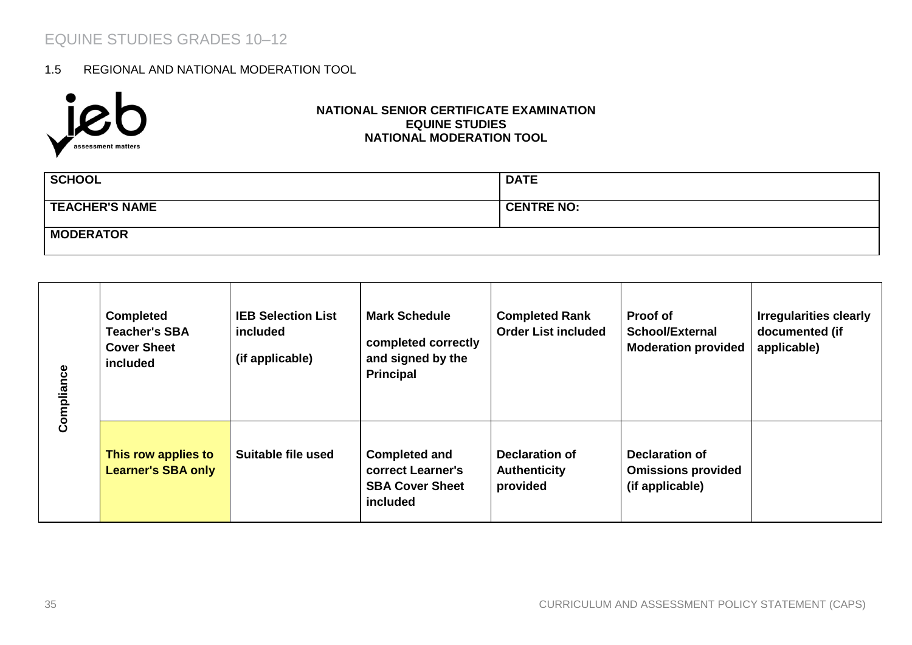## 1.5 REGIONAL AND NATIONAL MODERATION TOOL

**NATIONAL SENIOR CERTIFICATE EXAMINATION**
**EQUINE STUDIES**
**NATIONAL MODERATION TOOL**

| **SCHOOL** | **DATE** |
|---|---|
| **TEACHER'S NAME** | **CENTRE NO:** |
| **MODERATOR** | |

| | | | | | | |
|---|---|---|---|---|---|---|
| **Compliance** | **Completed Teacher's SBA Cover Sheet included** | **IEB Selection List included (if applicable)** | **Mark Schedule completed correctly and signed by the Principal** | **Completed Rank Order List included** | **Proof of School/External Moderation provided** | **Irregularities clearly documented (if applicable)** |
| | **This row applies to Learner's SBA only** | **Suitable file used** | **Completed and correct Learner's SBA Cover Sheet included** | **Declaration of Authenticity provided** | **Declaration of Omissions provided (if applicable)** | |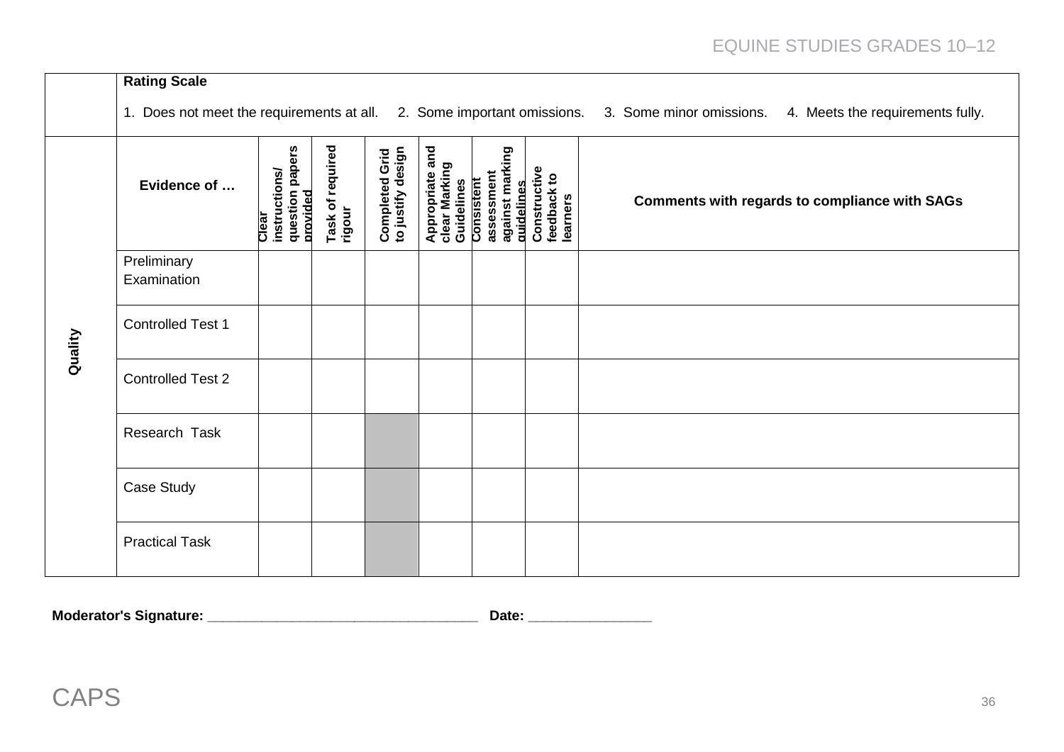| | Rating Scale<br><br>1. Does not meet the requirements at all. 2. Some important omissions. 3. Some minor omissions. 4. Meets the requirements fully. | | | | | | | |
|---|---|---|---|---|---|---|---|---|
| **Quality** | **Evidence of …** | **Clear instructions/ question papers provided** | **Task of required rigour** | **Completed Grid to justify design** | **Appropriate and clear Marking Guidelines** | **Consistent assessment against marking guidelines** | **Constructive feedback to learners** | **Comments with regards to compliance with SAGs** |
| | Preliminary Examination | | | | | | | |
| | Controlled Test 1 | | | | | | | |
| | Controlled Test 2 | | | | | | | |
| | Research Task | | | | | | | |
| | Case Study | | | | | | | |
| | Practical Task | | | | | | | |

**Moderator's Signature:** ___________________________________ **Date:** ________________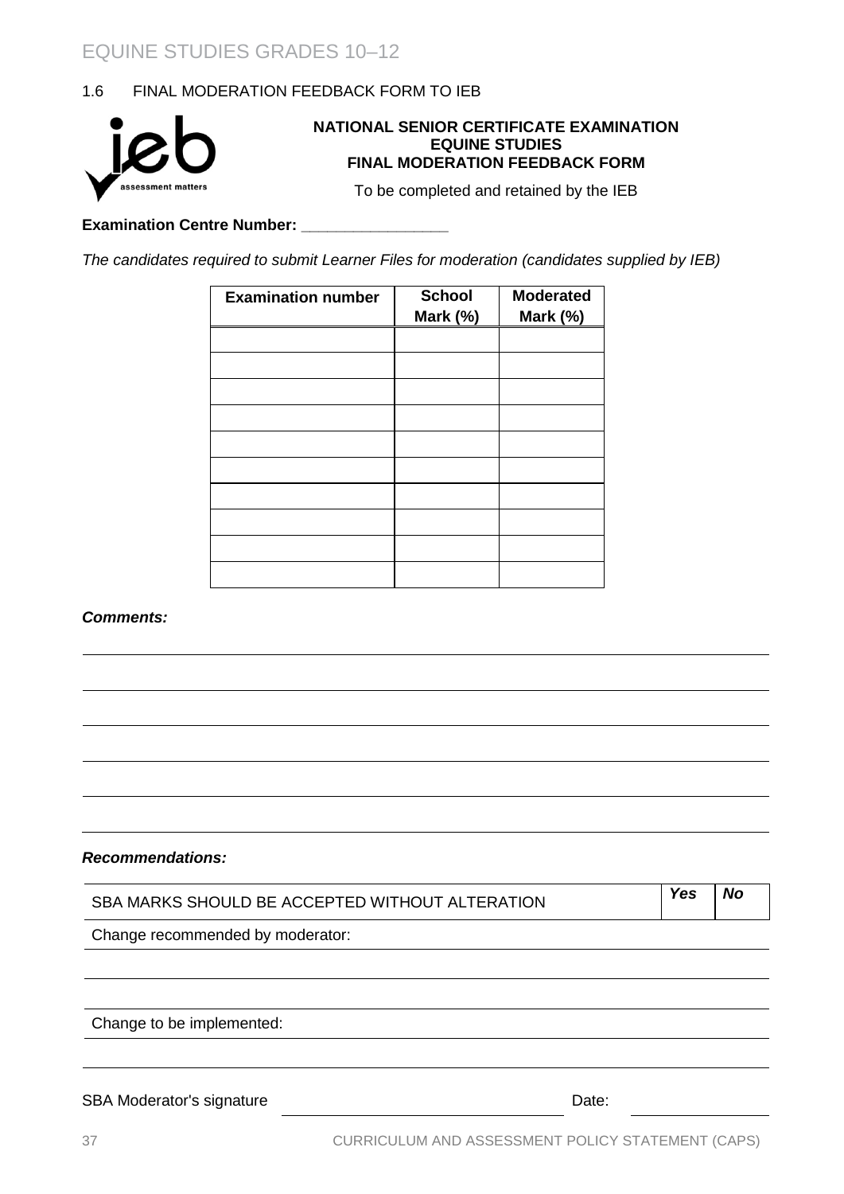## 1.6 FINAL MODERATION FEEDBACK FORM TO IEB

ieb assessment matters

**NATIONAL SENIOR CERTIFICATE EXAMINATION**
**EQUINE STUDIES**
**FINAL MODERATION FEEDBACK FORM**

To be completed and retained by the IEB

**Examination Centre Number: ________________**

*The candidates required to submit Learner Files for moderation (candidates supplied by IEB)*

| Examination number | School Mark (%) | Moderated Mark (%) |
|---|---|---|
| | | |
| | | |
| | | |
| | | |
| | | |
| | | |
| | | |
| | | |
| | | |
| | | |

***Comments:***

______________________________________________________________________

______________________________________________________________________

______________________________________________________________________

______________________________________________________________________

______________________________________________________________________

______________________________________________________________________

***Recommendations:***

| SBA MARKS SHOULD BE ACCEPTED WITHOUT ALTERATION | *Yes* | *No* |
|---|---|---|

Change recommended by moderator:

______________________________________________________________________

______________________________________________________________________

Change to be implemented:

______________________________________________________________________

______________________________________________________________________

SBA Moderator's signature ______________________ Date: ______________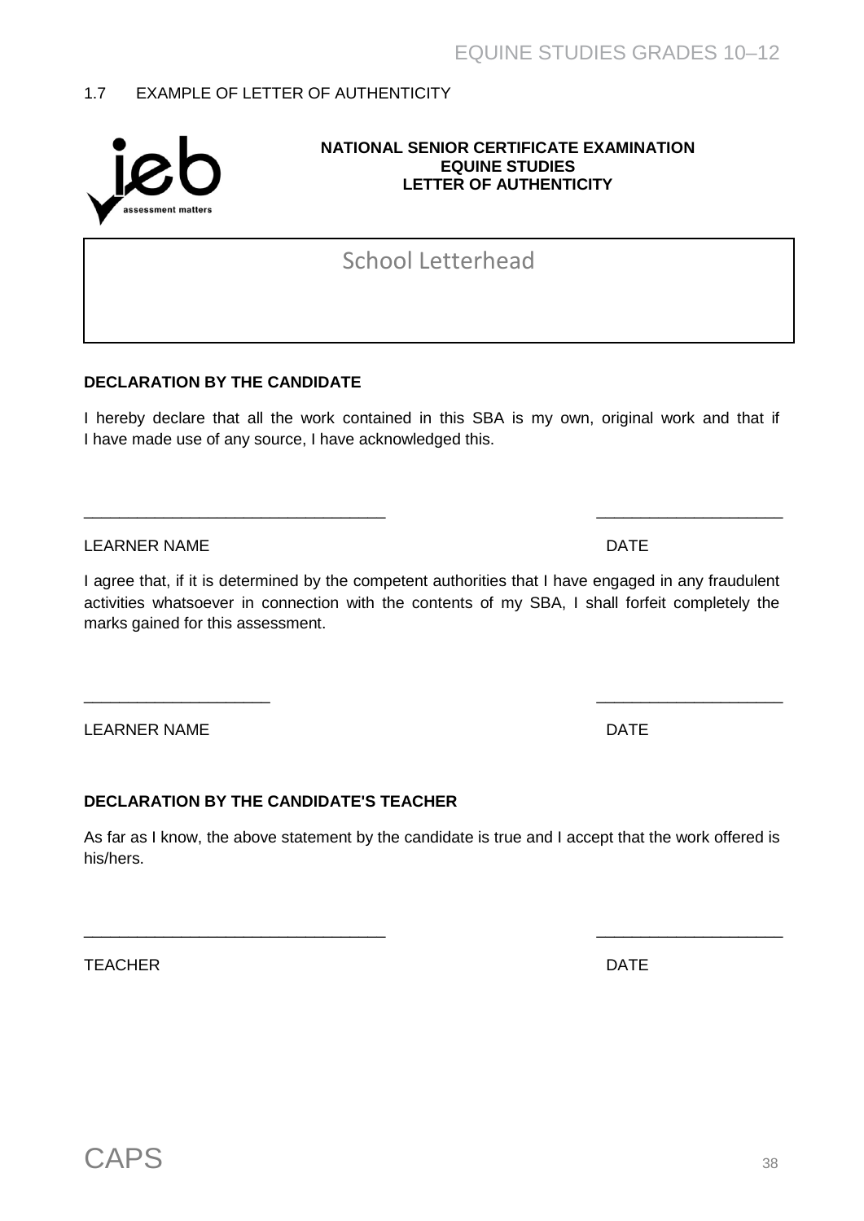## 1.7 EXAMPLE OF LETTER OF AUTHENTICITY

**NATIONAL SENIOR CERTIFICATE EXAMINATION**
**EQUINE STUDIES**
**LETTER OF AUTHENTICITY**

| School Letterhead |
|---|
| |

**DECLARATION BY THE CANDIDATE**

I hereby declare that all the work contained in this SBA is my own, original work and that if I have made use of any source, I have acknowledged this.

\_\_\_\_\_\_\_\_\_\_\_\_\_\_\_\_\_\_\_\_\_\_\_\_\_\_\_\_\_\_\_\_\_\_ \_\_\_\_\_\_\_\_\_\_\_\_\_\_\_\_\_\_\_\_

LEARNER NAME DATE

I agree that, if it is determined by the competent authorities that I have engaged in any fraudulent activities whatsoever in connection with the contents of my SBA, I shall forfeit completely the marks gained for this assessment.

\_\_\_\_\_\_\_\_\_\_\_\_\_\_\_\_\_\_\_\_ \_\_\_\_\_\_\_\_\_\_\_\_\_\_\_\_\_\_\_\_

LEARNER NAME DATE

**DECLARATION BY THE CANDIDATE'S TEACHER**

As far as I know, the above statement by the candidate is true and I accept that the work offered is his/hers.

\_\_\_\_\_\_\_\_\_\_\_\_\_\_\_\_\_\_\_\_\_\_\_\_\_\_\_\_\_\_\_\_\_\_ \_\_\_\_\_\_\_\_\_\_\_\_\_\_\_\_\_\_\_\_

TEACHER DATE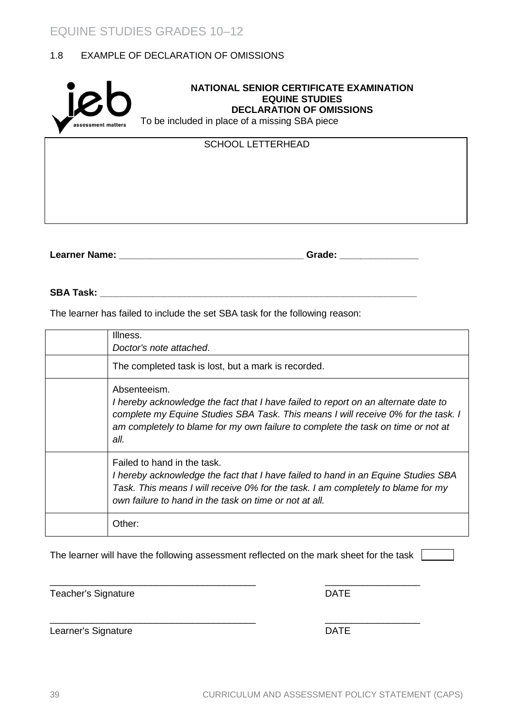## 1.8 EXAMPLE OF DECLARATION OF OMISSIONS

ieb assessment matters

**NATIONAL SENIOR CERTIFICATE EXAMINATION**
**EQUINE STUDIES**
**DECLARATION OF OMISSIONS**

To be included in place of a missing SBA piece

| SCHOOL LETTERHEAD |
|---|
| |

**Learner Name:** ___________________________________ **Grade:** _______________

**SBA Task:** _____________________________________________________________

The learner has failed to include the set SBA task for the following reason:

| | |
|---|---|
| | Illness.<br>*Doctor's note attached*. |
| | The completed task is lost, but a mark is recorded. |
| | Absenteeism.<br>*I hereby acknowledge the fact that I have failed to report on an alternate date to complete my Equine Studies SBA Task. This means I will receive 0% for the task. I am completely to blame for my own failure to complete the task on time or not at all.* |
| | Failed to hand in the task.<br>*I hereby acknowledge the fact that I have failed to hand in an Equine Studies SBA Task. This means I will receive 0% for the task. I am completely to blame for my own failure to hand in the task on time or not at all.* |
| | Other: |

The learner will have the following assessment reflected on the mark sheet for the task [ ]

_______________________________________ __________________
Teacher's Signature DATE

_______________________________________ __________________
Learner's Signature DATE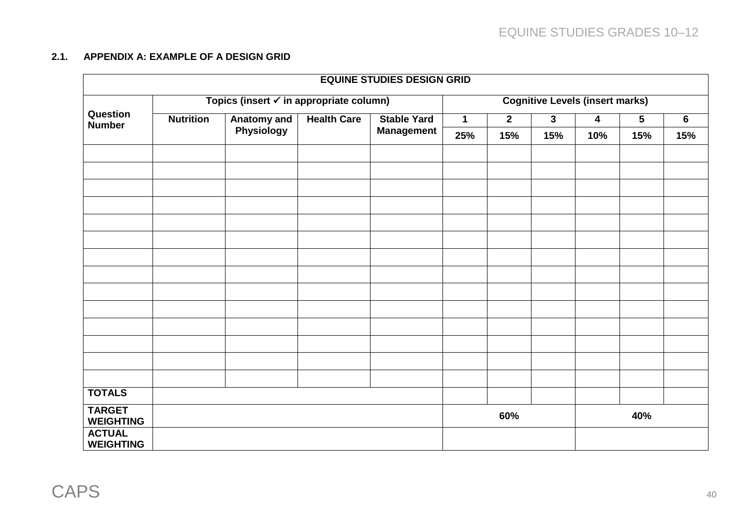### 2.1. APPENDIX A: EXAMPLE OF A DESIGN GRID

| EQUINE STUDIES DESIGN GRID | | | | | | | | | | |
|---|---|---|---|---|---|---|---|---|---|---|
| Question Number | Topics (insert ✓ in appropriate column) | | | | Cognitive Levels (insert marks) | | | | | |
| | Nutrition | Anatomy and Physiology | Health Care | Stable Yard Management | 1 | 2 | 3 | 4 | 5 | 6 |
| | | | | | 25% | 15% | 15% | 10% | 15% | 15% |
| | | | | | | | | | | |
| | | | | | | | | | | |
| | | | | | | | | | | |
| | | | | | | | | | | |
| | | | | | | | | | | |
| | | | | | | | | | | |
| | | | | | | | | | | |
| | | | | | | | | | | |
| | | | | | | | | | | |
| | | | | | | | | | | |
| | | | | | | | | | | |
| | | | | | | | | | | |
| | | | | | | | | | | |
| | | | | | | | | | | |
| **TOTALS** | | | | | | | | | | |
| **TARGET WEIGHTING** | | | | | 60% | | | 40% | | |
| **ACTUAL WEIGHTING** | | | | | | | | | | |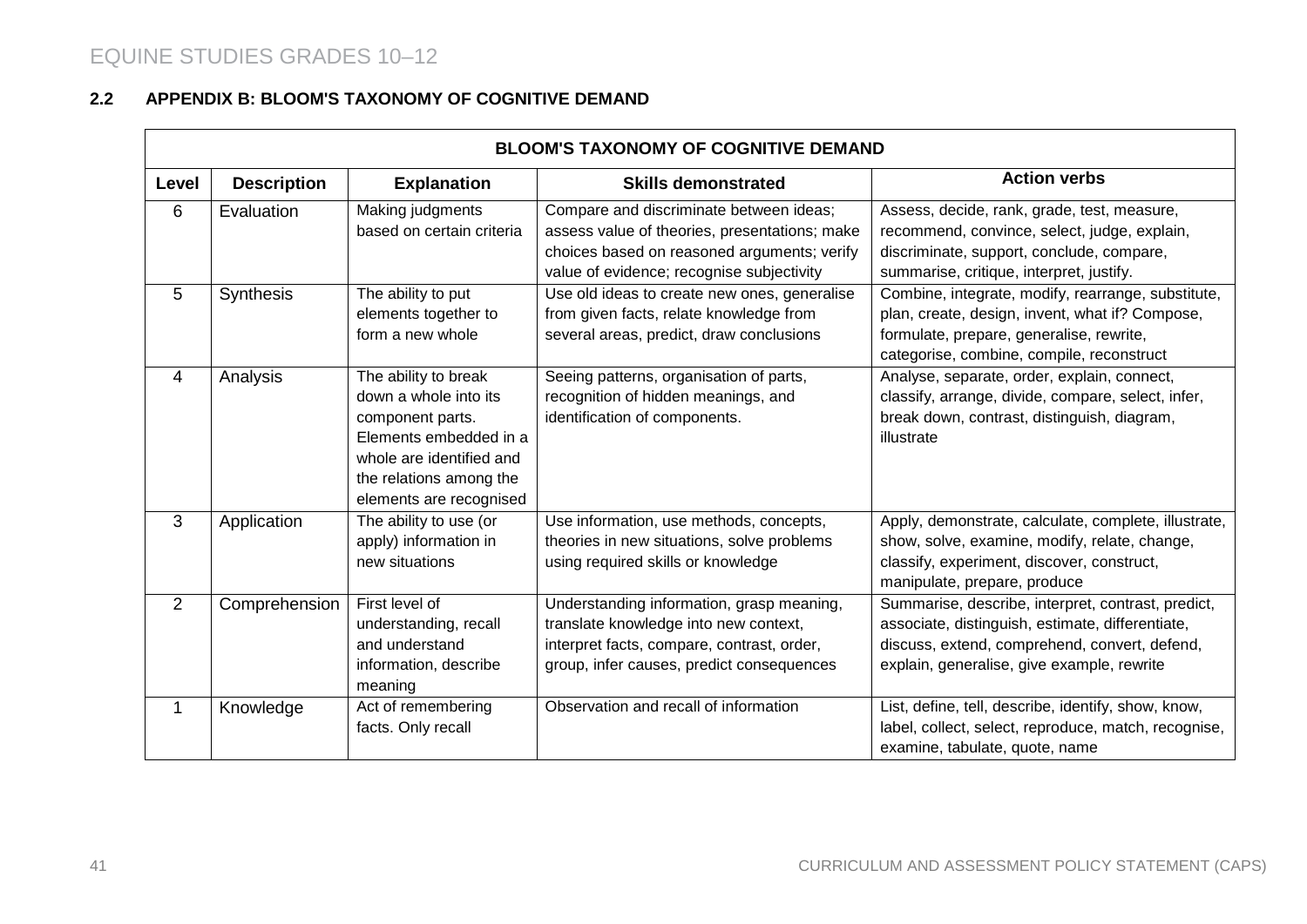## 2.2 APPENDIX B: BLOOM'S TAXONOMY OF COGNITIVE DEMAND

| BLOOM'S TAXONOMY OF COGNITIVE DEMAND | | | | |
|---|---|---|---|---|
| **Level** | **Description** | **Explanation** | **Skills demonstrated** | **Action verbs** |
| 6 | Evaluation | Making judgments based on certain criteria | Compare and discriminate between ideas; assess value of theories, presentations; make choices based on reasoned arguments; verify value of evidence; recognise subjectivity | Assess, decide, rank, grade, test, measure, recommend, convince, select, judge, explain, discriminate, support, conclude, compare, summarise, critique, interpret, justify. |
| 5 | Synthesis | The ability to put elements together to form a new whole | Use old ideas to create new ones, generalise from given facts, relate knowledge from several areas, predict, draw conclusions | Combine, integrate, modify, rearrange, substitute, plan, create, design, invent, what if? Compose, formulate, prepare, generalise, rewrite, categorise, combine, compile, reconstruct |
| 4 | Analysis | The ability to break down a whole into its component parts. Elements embedded in a whole are identified and the relations among the elements are recognised | Seeing patterns, organisation of parts, recognition of hidden meanings, and identification of components. | Analyse, separate, order, explain, connect, classify, arrange, divide, compare, select, infer, break down, contrast, distinguish, diagram, illustrate |
| 3 | Application | The ability to use (or apply) information in new situations | Use information, use methods, concepts, theories in new situations, solve problems using required skills or knowledge | Apply, demonstrate, calculate, complete, illustrate, show, solve, examine, modify, relate, change, classify, experiment, discover, construct, manipulate, prepare, produce |
| 2 | Comprehension | First level of understanding, recall and understand information, describe meaning | Understanding information, grasp meaning, translate knowledge into new context, interpret facts, compare, contrast, order, group, infer causes, predict consequences | Summarise, describe, interpret, contrast, predict, associate, distinguish, estimate, differentiate, discuss, extend, comprehend, convert, defend, explain, generalise, give example, rewrite |
| 1 | Knowledge | Act of remembering facts. Only recall | Observation and recall of information | List, define, tell, describe, identify, show, know, label, collect, select, reproduce, match, recognise, examine, tabulate, quote, name |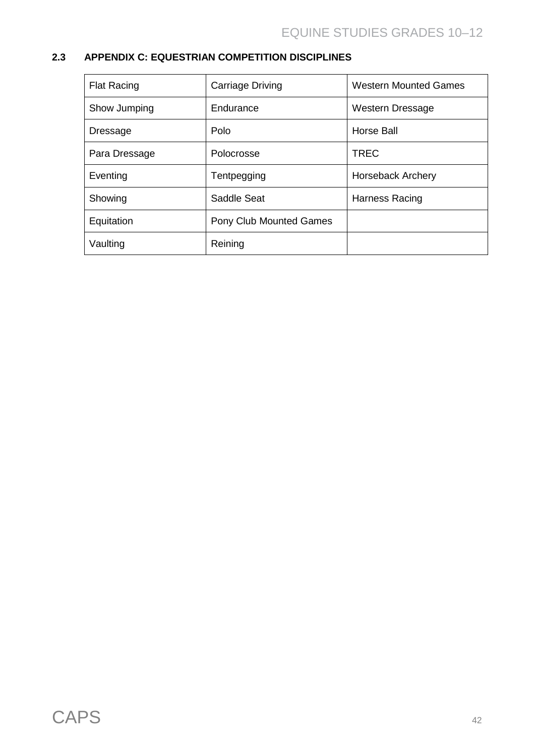### 2.3 APPENDIX C: EQUESTRIAN COMPETITION DISCIPLINES

| | | |
|---|---|---|
| Flat Racing | Carriage Driving | Western Mounted Games |
| Show Jumping | Endurance | Western Dressage |
| Dressage | Polo | Horse Ball |
| Para Dressage | Polocrosse | TREC |
| Eventing | Tentpegging | Horseback Archery |
| Showing | Saddle Seat | Harness Racing |
| Equitation | Pony Club Mounted Games | |
| Vaulting | Reining | |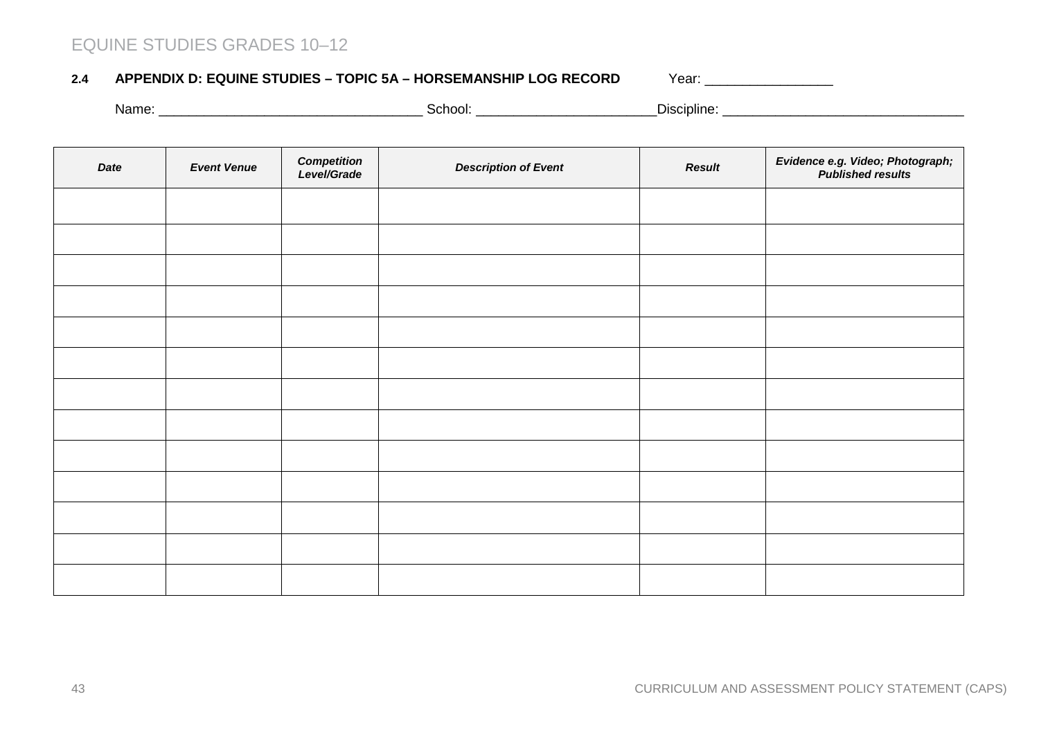## 2.4 APPENDIX D: EQUINE STUDIES – TOPIC 5A – HORSEMANSHIP LOG RECORD

Year: _________________

Name: ___________________________________ School: ________________________Discipline: ________________________________

| *Date* | *Event Venue* | *Competition Level/Grade* | *Description of Event* | *Result* | *Evidence e.g. Video; Photograph; Published results* |
|---|---|---|---|---|---|
| | | | | | |
| | | | | | |
| | | | | | |
| | | | | | |
| | | | | | |
| | | | | | |
| | | | | | |
| | | | | | |
| | | | | | |
| | | | | | |
| | | | | | |
| | | | | | |
| | | | | | |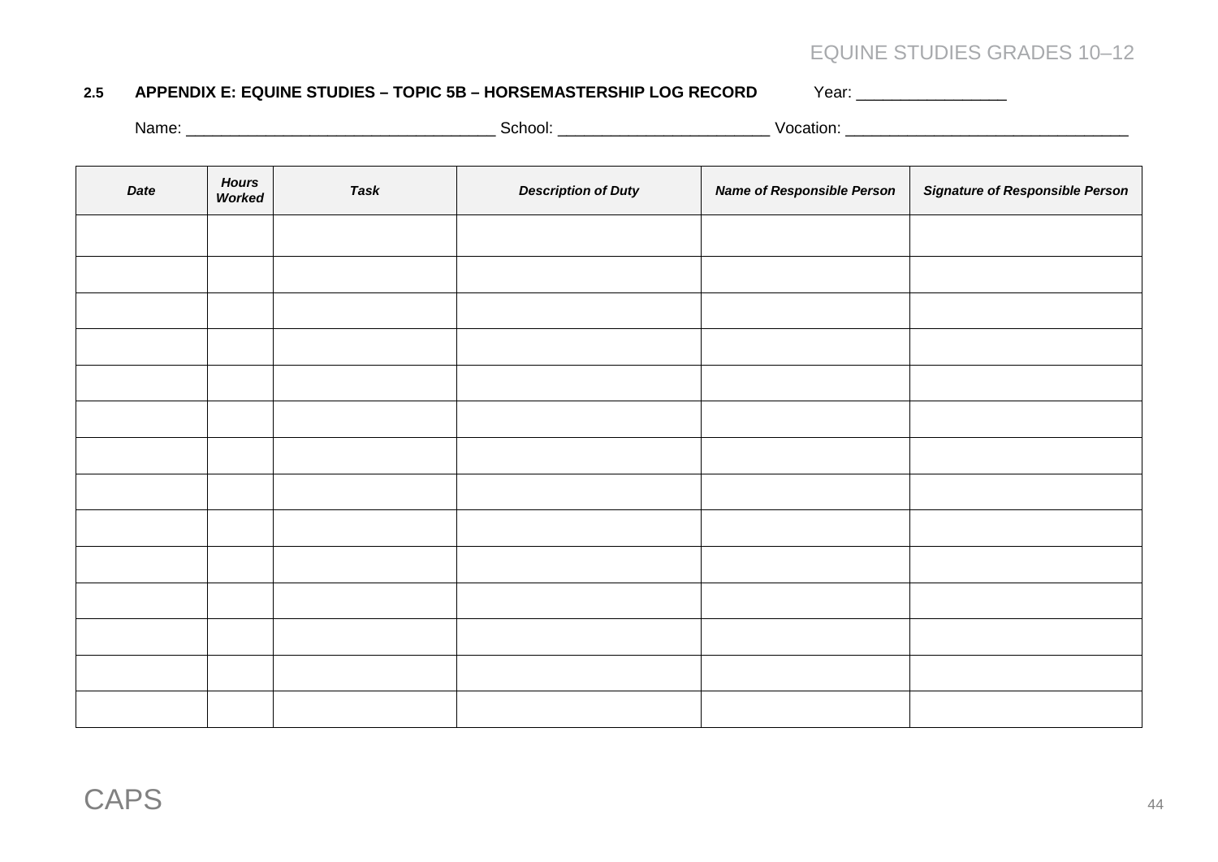## 2.5 APPENDIX E: EQUINE STUDIES – TOPIC 5B – HORSEMASTERSHIP LOG RECORD

Year: _________________

Name: ___________________________________ School: ________________________ Vocation: ________________________________

| *Date* | *Hours Worked* | *Task* | *Description of Duty* | *Name of Responsible Person* | *Signature of Responsible Person* |
|---|---|---|---|---|---|
| | | | | | |
| | | | | | |
| | | | | | |
| | | | | | |
| | | | | | |
| | | | | | |
| | | | | | |
| | | | | | |
| | | | | | |
| | | | | | |
| | | | | | |
| | | | | | |
| | | | | | |
| | | | | | |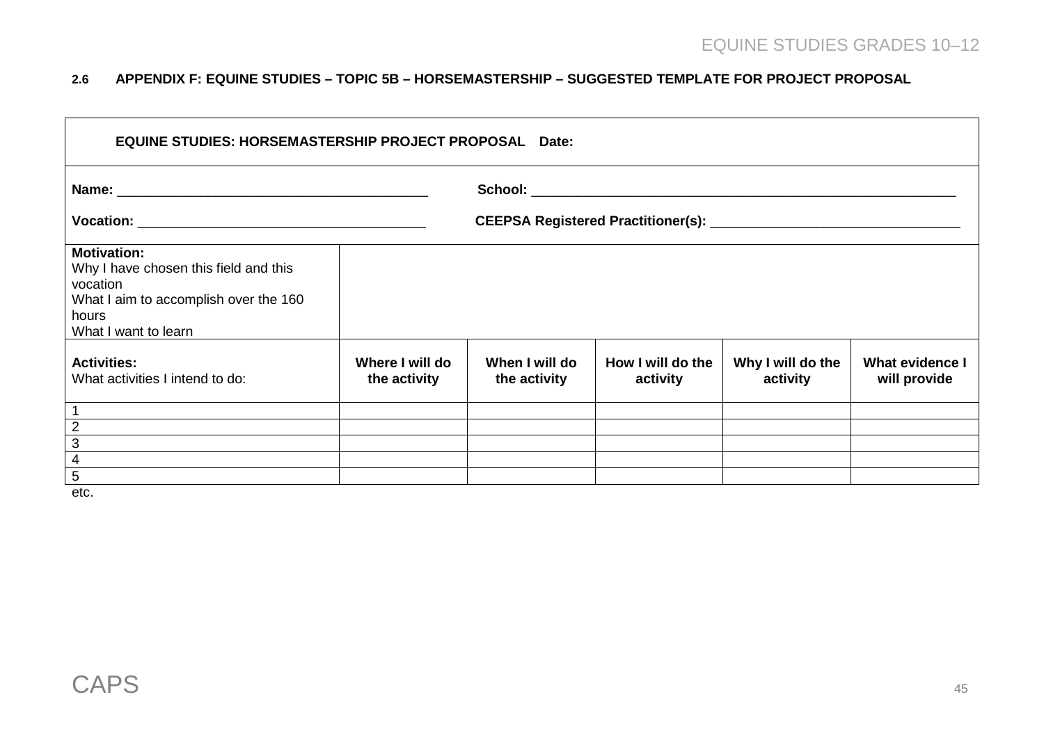## 2.6 APPENDIX F: EQUINE STUDIES – TOPIC 5B – HORSEMASTERSHIP – SUGGESTED TEMPLATE FOR PROJECT PROPOSAL

| **EQUINE STUDIES: HORSEMASTERSHIP PROJECT PROPOSAL Date:** | | | | | |
|---|---|---|---|---|---|
| **Name:** ________________________ **School:** ________________________<br>**Vocation:** ________________________ **CEEPSA Registered Practitioner(s):** ________________________ | | | | | |
| **Motivation:**<br>Why I have chosen this field and this vocation<br>What I aim to accomplish over the 160 hours<br>What I want to learn | | | | | |
| **Activities:**<br>What activities I intend to do: | **Where I will do the activity** | **When I will do the activity** | **How I will do the activity** | **Why I will do the activity** | **What evidence I will provide** |
| 1 | | | | | |
| 2 | | | | | |
| 3 | | | | | |
| 4 | | | | | |
| 5 | | | | | |

etc.